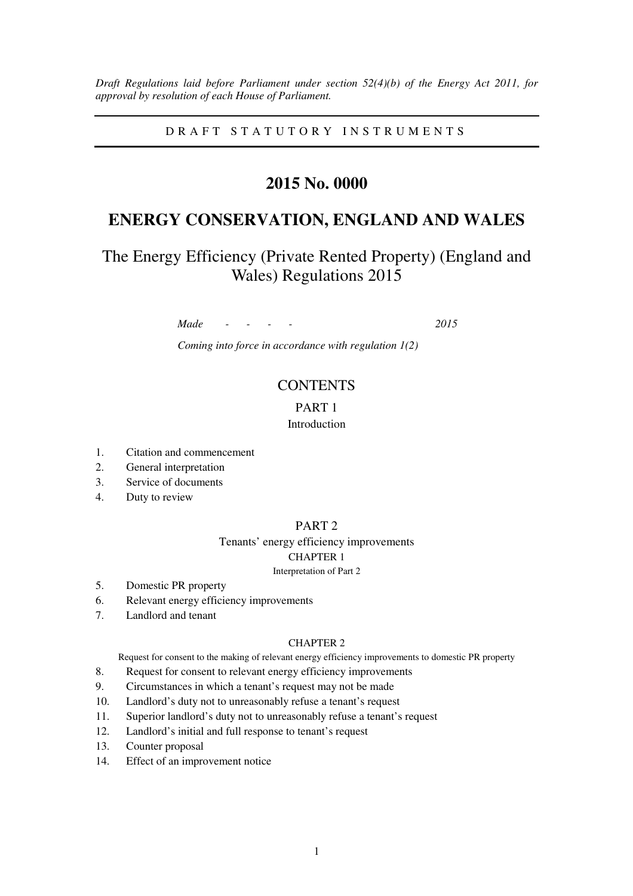*Draft Regulations laid before Parliament under section 52(4)(b) of the Energy Act 2011, for approval by resolution of each House of Parliament.*

---

D R A F T   S T A T U T O R Y   I N S T R U M E N T S

---

# 2015 No. 0000

# ENERGY CONSERVATION, ENGLAND AND WALES

## The Energy Efficiency (Private Rented Property) (England and Wales) Regulations 2015

*Made - - - - 2015*

*Coming into force in accordance with regulation 1(2)*

## CONTENTS

### PART 1

Introduction

1. Citation and commencement
2. General interpretation
3. Service of documents
4. Duty to review

### PART 2

Tenants' energy efficiency improvements

CHAPTER 1

Interpretation of Part 2

5. Domestic PR property
6. Relevant energy efficiency improvements
7. Landlord and tenant

CHAPTER 2

Request for consent to the making of relevant energy efficiency improvements to domestic PR property

8. Request for consent to relevant energy efficiency improvements
9. Circumstances in which a tenant's request may not be made
10. Landlord's duty not to unreasonably refuse a tenant's request
11. Superior landlord's duty not to unreasonably refuse a tenant's request
12. Landlord's initial and full response to tenant's request
13. Counter proposal
14. Effect of an improvement notice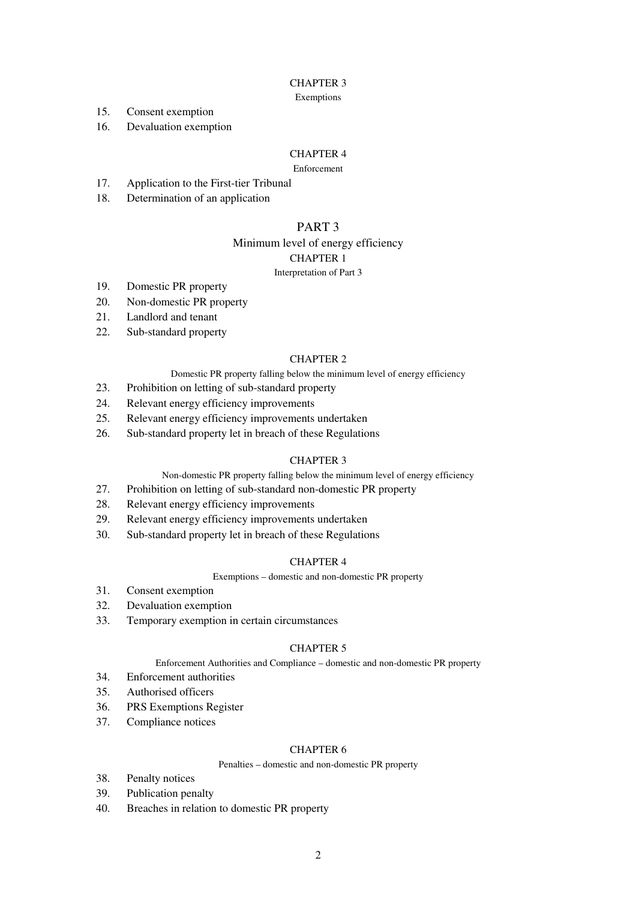CHAPTER 3

Exemptions

15. Consent exemption
16. Devaluation exemption

CHAPTER 4

Enforcement

17. Application to the First-tier Tribunal
18. Determination of an application

## PART 3

### Minimum level of energy efficiency

CHAPTER 1

Interpretation of Part 3

19. Domestic PR property
20. Non-domestic PR property
21. Landlord and tenant
22. Sub-standard property

CHAPTER 2

Domestic PR property falling below the minimum level of energy efficiency

23. Prohibition on letting of sub-standard property
24. Relevant energy efficiency improvements
25. Relevant energy efficiency improvements undertaken
26. Sub-standard property let in breach of these Regulations

CHAPTER 3

Non-domestic PR property falling below the minimum level of energy efficiency

27. Prohibition on letting of sub-standard non-domestic PR property
28. Relevant energy efficiency improvements
29. Relevant energy efficiency improvements undertaken
30. Sub-standard property let in breach of these Regulations

CHAPTER 4

Exemptions – domestic and non-domestic PR property

31. Consent exemption
32. Devaluation exemption
33. Temporary exemption in certain circumstances

CHAPTER 5

Enforcement Authorities and Compliance – domestic and non-domestic PR property

34. Enforcement authorities
35. Authorised officers
36. PRS Exemptions Register
37. Compliance notices

CHAPTER 6

Penalties – domestic and non-domestic PR property

38. Penalty notices
39. Publication penalty
40. Breaches in relation to domestic PR property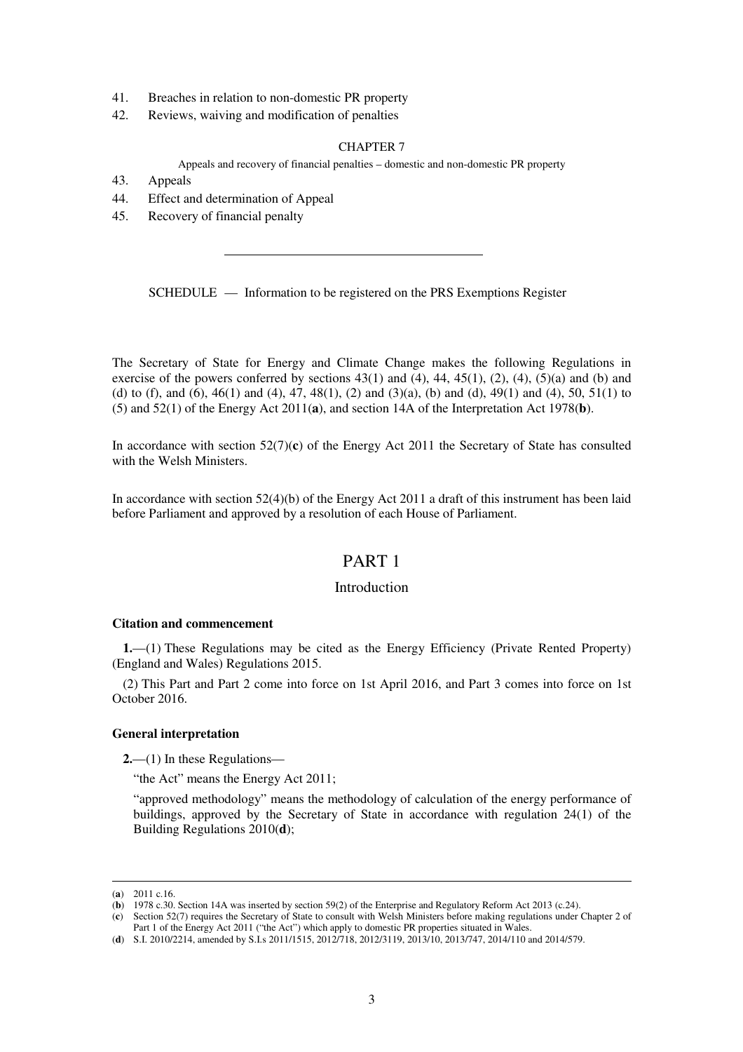41. Breaches in relation to non-domestic PR property
42. Reviews, waiving and modification of penalties

CHAPTER 7

Appeals and recovery of financial penalties – domestic and non-domestic PR property

43. Appeals
44. Effect and determination of Appeal
45. Recovery of financial penalty

---

SCHEDULE — Information to be registered on the PRS Exemptions Register

The Secretary of State for Energy and Climate Change makes the following Regulations in exercise of the powers conferred by sections 43(1) and (4), 44, 45(1), (2), (4), (5)(a) and (b) and (d) to (f), and (6), 46(1) and (4), 47, 48(1), (2) and (3)(a), (b) and (d), 49(1) and (4), 50, 51(1) to (5) and 52(1) of the Energy Act 2011(**a**), and section 14A of the Interpretation Act 1978(**b**).

In accordance with section 52(7)(**c**) of the Energy Act 2011 the Secretary of State has consulted with the Welsh Ministers.

In accordance with section 52(4)(b) of the Energy Act 2011 a draft of this instrument has been laid before Parliament and approved by a resolution of each House of Parliament.

# PART 1

## Introduction

### Citation and commencement

**1.**—(1) These Regulations may be cited as the Energy Efficiency (Private Rented Property) (England and Wales) Regulations 2015.

(2) This Part and Part 2 come into force on 1st April 2016, and Part 3 comes into force on 1st October 2016.

### General interpretation

**2.**—(1) In these Regulations—

"the Act" means the Energy Act 2011;

"approved methodology" means the methodology of calculation of the energy performance of buildings, approved by the Secretary of State in accordance with regulation 24(1) of the Building Regulations 2010(**d**);

---

(**a**) 2011 c.16.

(**b**) 1978 c.30. Section 14A was inserted by section 59(2) of the Enterprise and Regulatory Reform Act 2013 (c.24).

(**c**) Section 52(7) requires the Secretary of State to consult with Welsh Ministers before making regulations under Chapter 2 of Part 1 of the Energy Act 2011 ("the Act") which apply to domestic PR properties situated in Wales.

(**d**) S.I. 2010/2214, amended by S.I.s 2011/1515, 2012/718, 2012/3119, 2013/10, 2013/747, 2014/110 and 2014/579.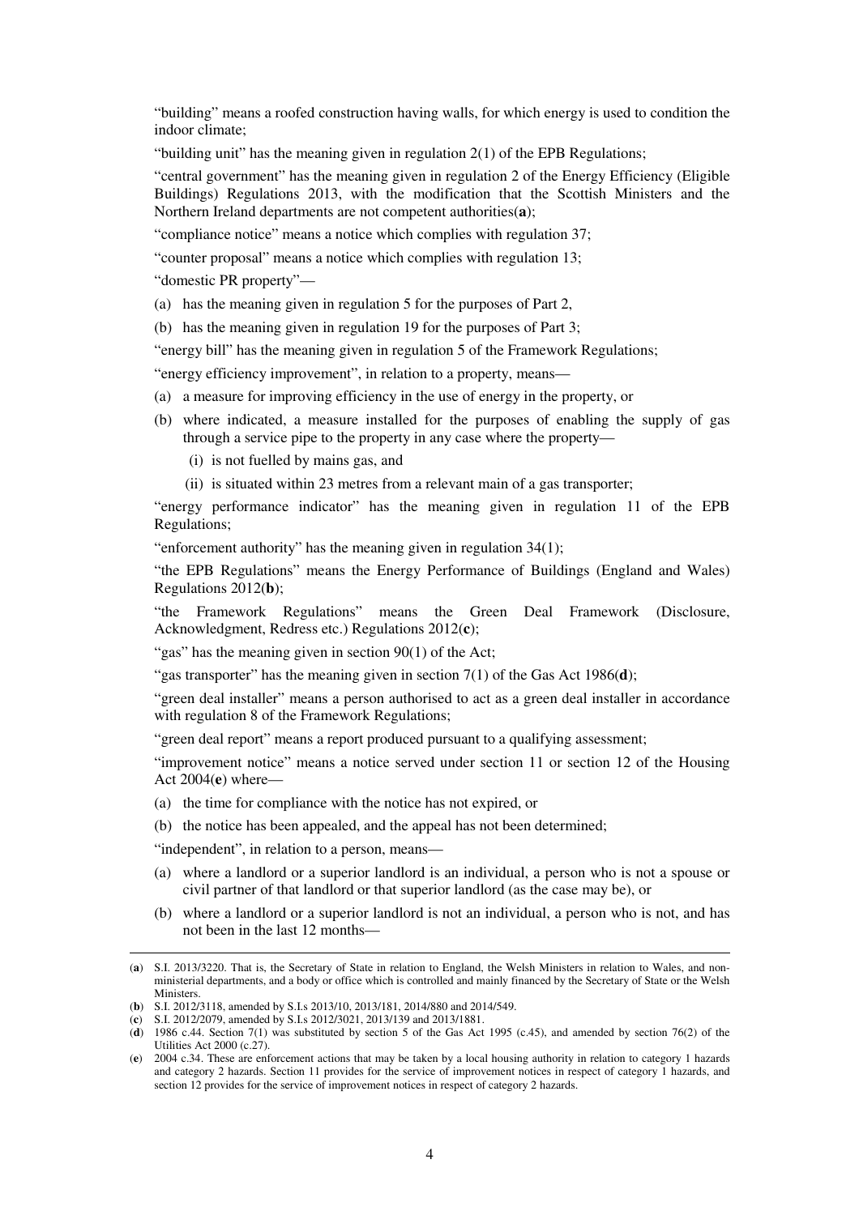"building" means a roofed construction having walls, for which energy is used to condition the indoor climate;

"building unit" has the meaning given in regulation 2(1) of the EPB Regulations;

"central government" has the meaning given in regulation 2 of the Energy Efficiency (Eligible Buildings) Regulations 2013, with the modification that the Scottish Ministers and the Northern Ireland departments are not competent authorities(**a**);

"compliance notice" means a notice which complies with regulation 37;

"counter proposal" means a notice which complies with regulation 13;

"domestic PR property"—

(a) has the meaning given in regulation 5 for the purposes of Part 2,

(b) has the meaning given in regulation 19 for the purposes of Part 3;

"energy bill" has the meaning given in regulation 5 of the Framework Regulations;

"energy efficiency improvement", in relation to a property, means—

(a) a measure for improving efficiency in the use of energy in the property, or

(b) where indicated, a measure installed for the purposes of enabling the supply of gas through a service pipe to the property in any case where the property—

  (i) is not fuelled by mains gas, and

  (ii) is situated within 23 metres from a relevant main of a gas transporter;

"energy performance indicator" has the meaning given in regulation 11 of the EPB Regulations;

"enforcement authority" has the meaning given in regulation 34(1);

"the EPB Regulations" means the Energy Performance of Buildings (England and Wales) Regulations 2012(**b**);

"the Framework Regulations" means the Green Deal Framework (Disclosure, Acknowledgment, Redress etc.) Regulations 2012(**c**);

"gas" has the meaning given in section 90(1) of the Act;

"gas transporter" has the meaning given in section 7(1) of the Gas Act 1986(**d**);

"green deal installer" means a person authorised to act as a green deal installer in accordance with regulation 8 of the Framework Regulations;

"green deal report" means a report produced pursuant to a qualifying assessment;

"improvement notice" means a notice served under section 11 or section 12 of the Housing Act 2004(**e**) where—

(a) the time for compliance with the notice has not expired, or

(b) the notice has been appealed, and the appeal has not been determined;

"independent", in relation to a person, means—

(a) where a landlord or a superior landlord is an individual, a person who is not a spouse or civil partner of that landlord or that superior landlord (as the case may be), or

(b) where a landlord or a superior landlord is not an individual, a person who is not, and has not been in the last 12 months—

---

(**a**) S.I. 2013/3220. That is, the Secretary of State in relation to England, the Welsh Ministers in relation to Wales, and non-ministerial departments, and a body or office which is controlled and mainly financed by the Secretary of State or the Welsh Ministers.

(**b**) S.I. 2012/3118, amended by S.I.s 2013/10, 2013/181, 2014/880 and 2014/549.

(**c**) S.I. 2012/2079, amended by S.I.s 2012/3021, 2013/139 and 2013/1881.

(**d**) 1986 c.44. Section 7(1) was substituted by section 5 of the Gas Act 1995 (c.45), and amended by section 76(2) of the Utilities Act 2000 (c.27).

(**e**) 2004 c.34. These are enforcement actions that may be taken by a local housing authority in relation to category 1 hazards and category 2 hazards. Section 11 provides for the service of improvement notices in respect of category 1 hazards, and section 12 provides for the service of improvement notices in respect of category 2 hazards.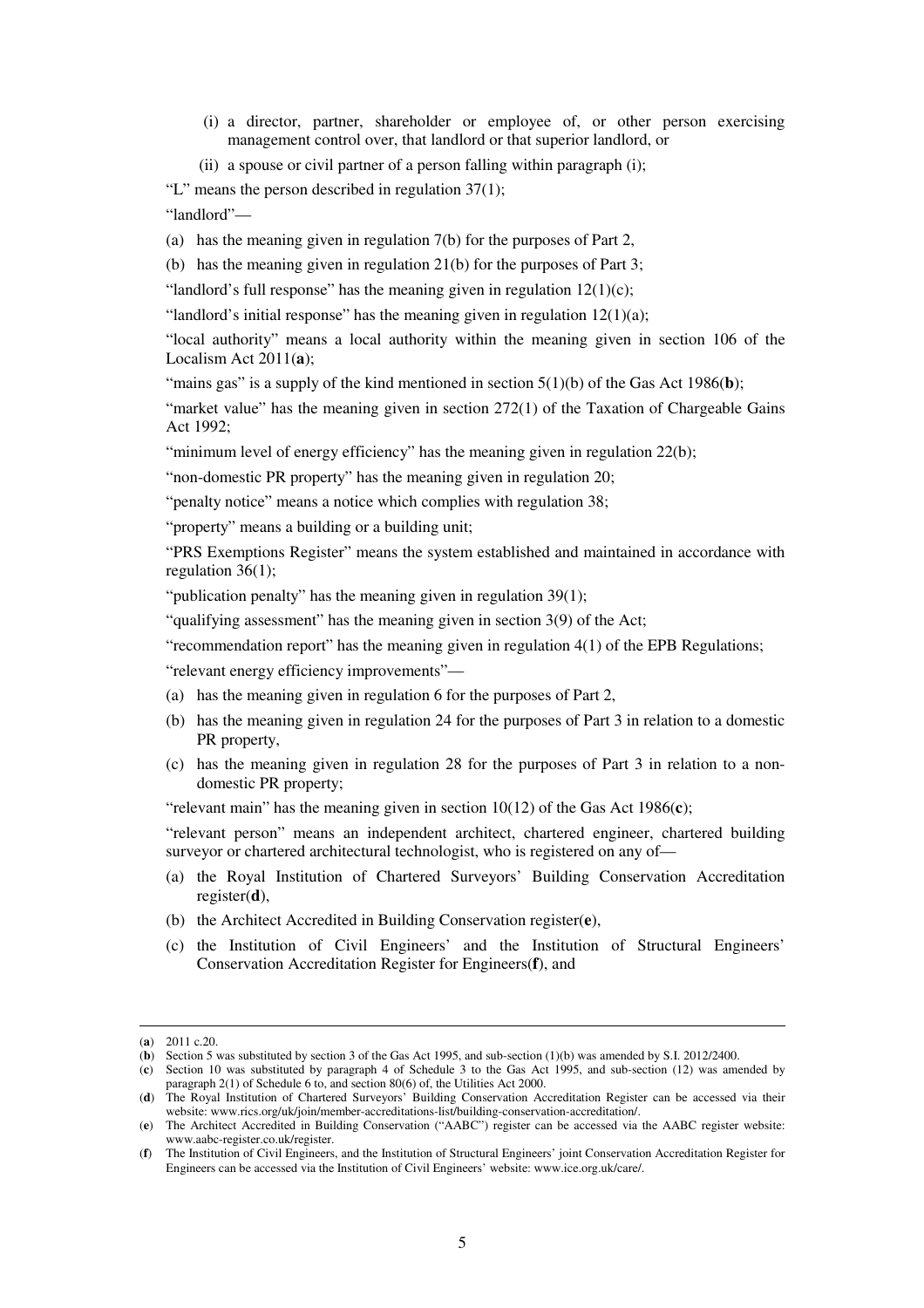(i) a director, partner, shareholder or employee of, or other person exercising management control over, that landlord or that superior landlord, or

(ii) a spouse or civil partner of a person falling within paragraph (i);

"L" means the person described in regulation 37(1);

"landlord"—

(a) has the meaning given in regulation 7(b) for the purposes of Part 2,

(b) has the meaning given in regulation 21(b) for the purposes of Part 3;

"landlord's full response" has the meaning given in regulation 12(1)(c);

"landlord's initial response" has the meaning given in regulation 12(1)(a);

"local authority" means a local authority within the meaning given in section 106 of the Localism Act 2011(**a**);

"mains gas" is a supply of the kind mentioned in section 5(1)(b) of the Gas Act 1986(**b**);

"market value" has the meaning given in section 272(1) of the Taxation of Chargeable Gains Act 1992;

"minimum level of energy efficiency" has the meaning given in regulation 22(b);

"non-domestic PR property" has the meaning given in regulation 20;

"penalty notice" means a notice which complies with regulation 38;

"property" means a building or a building unit;

"PRS Exemptions Register" means the system established and maintained in accordance with regulation 36(1);

"publication penalty" has the meaning given in regulation 39(1);

"qualifying assessment" has the meaning given in section 3(9) of the Act;

"recommendation report" has the meaning given in regulation 4(1) of the EPB Regulations;

"relevant energy efficiency improvements"—

(a) has the meaning given in regulation 6 for the purposes of Part 2,

(b) has the meaning given in regulation 24 for the purposes of Part 3 in relation to a domestic PR property,

(c) has the meaning given in regulation 28 for the purposes of Part 3 in relation to a non-domestic PR property;

"relevant main" has the meaning given in section 10(12) of the Gas Act 1986(**c**);

"relevant person" means an independent architect, chartered engineer, chartered building surveyor or chartered architectural technologist, who is registered on any of—

(a) the Royal Institution of Chartered Surveyors' Building Conservation Accreditation register(**d**),

(b) the Architect Accredited in Building Conservation register(**e**),

(c) the Institution of Civil Engineers' and the Institution of Structural Engineers' Conservation Accreditation Register for Engineers(**f**), and

---

(**a**) 2011 c.20.

(**b**) Section 5 was substituted by section 3 of the Gas Act 1995, and sub-section (1)(b) was amended by S.I. 2012/2400.

(**c**) Section 10 was substituted by paragraph 4 of Schedule 3 to the Gas Act 1995, and sub-section (12) was amended by paragraph 2(1) of Schedule 6 to, and section 80(6) of, the Utilities Act 2000.

(**d**) The Royal Institution of Chartered Surveyors' Building Conservation Accreditation Register can be accessed via their website: www.rics.org/uk/join/member-accreditations-list/building-conservation-accreditation/.

(**e**) The Architect Accredited in Building Conservation ("AABC") register can be accessed via the AABC register website: www.aabc-register.co.uk/register.

(**f**) The Institution of Civil Engineers, and the Institution of Structural Engineers' joint Conservation Accreditation Register for Engineers can be accessed via the Institution of Civil Engineers' website: www.ice.org.uk/care/.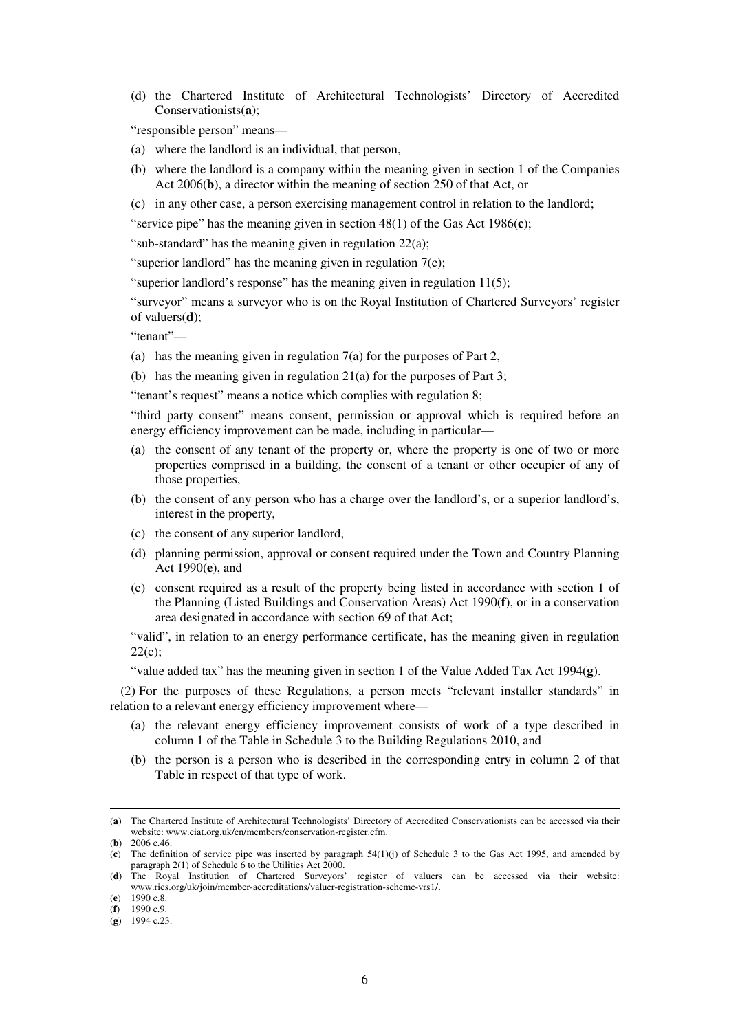(d) the Chartered Institute of Architectural Technologists' Directory of Accredited Conservationists(**a**);

"responsible person" means—

(a) where the landlord is an individual, that person,

(b) where the landlord is a company within the meaning given in section 1 of the Companies Act 2006(**b**), a director within the meaning of section 250 of that Act, or

(c) in any other case, a person exercising management control in relation to the landlord;

"service pipe" has the meaning given in section 48(1) of the Gas Act 1986(**c**);

"sub-standard" has the meaning given in regulation 22(a);

"superior landlord" has the meaning given in regulation 7(c);

"superior landlord's response" has the meaning given in regulation 11(5);

"surveyor" means a surveyor who is on the Royal Institution of Chartered Surveyors' register of valuers(**d**);

"tenant"—

(a) has the meaning given in regulation 7(a) for the purposes of Part 2,

(b) has the meaning given in regulation 21(a) for the purposes of Part 3;

"tenant's request" means a notice which complies with regulation 8;

"third party consent" means consent, permission or approval which is required before an energy efficiency improvement can be made, including in particular—

(a) the consent of any tenant of the property or, where the property is one of two or more properties comprised in a building, the consent of a tenant or other occupier of any of those properties,

(b) the consent of any person who has a charge over the landlord's, or a superior landlord's, interest in the property,

(c) the consent of any superior landlord,

(d) planning permission, approval or consent required under the Town and Country Planning Act 1990(**e**), and

(e) consent required as a result of the property being listed in accordance with section 1 of the Planning (Listed Buildings and Conservation Areas) Act 1990(**f**), or in a conservation area designated in accordance with section 69 of that Act;

"valid", in relation to an energy performance certificate, has the meaning given in regulation 22(c);

"value added tax" has the meaning given in section 1 of the Value Added Tax Act 1994(**g**).

(2) For the purposes of these Regulations, a person meets "relevant installer standards" in relation to a relevant energy efficiency improvement where—

(a) the relevant energy efficiency improvement consists of work of a type described in column 1 of the Table in Schedule 3 to the Building Regulations 2010, and

(b) the person is a person who is described in the corresponding entry in column 2 of that Table in respect of that type of work.

---

(**a**) The Chartered Institute of Architectural Technologists' Directory of Accredited Conservationists can be accessed via their website: www.ciat.org.uk/en/members/conservation-register.cfm.

(**b**) 2006 c.46.

(**c**) The definition of service pipe was inserted by paragraph 54(1)(j) of Schedule 3 to the Gas Act 1995, and amended by paragraph 2(1) of Schedule 6 to the Utilities Act 2000.

(**d**) The Royal Institution of Chartered Surveyors' register of valuers can be accessed via their website: www.rics.org/uk/join/member-accreditations/valuer-registration-scheme-vrs1/.

(**e**) 1990 c.8.

(**f**) 1990 c.9.

(**g**) 1994 c.23.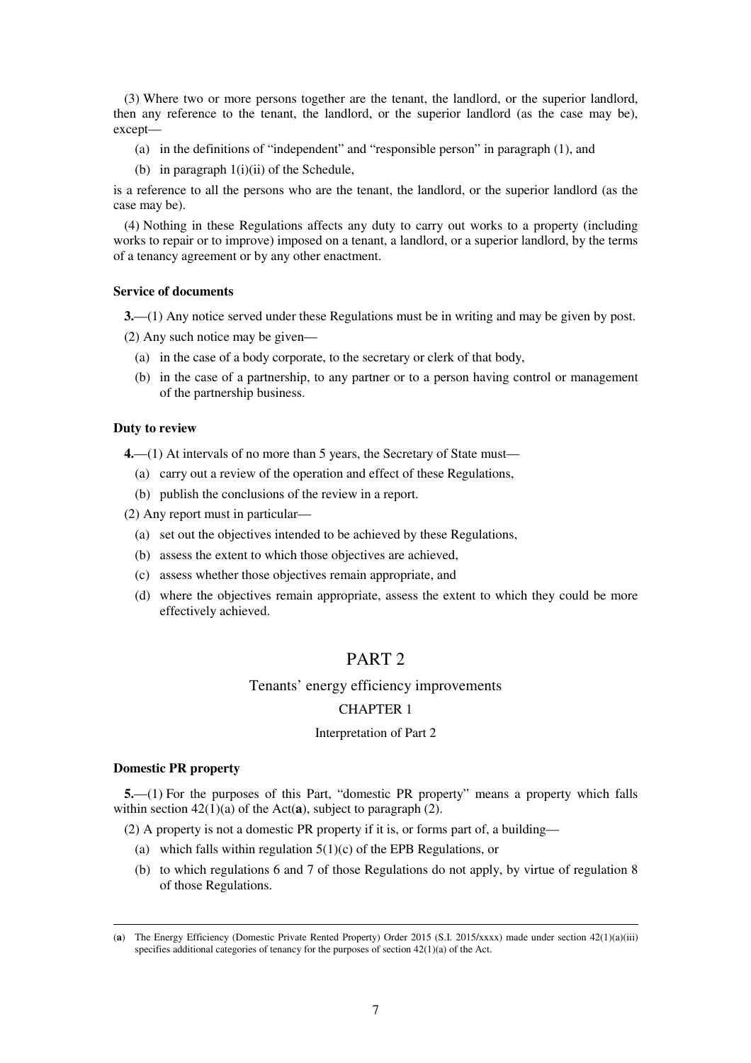(3) Where two or more persons together are the tenant, the landlord, or the superior landlord, then any reference to the tenant, the landlord, or the superior landlord (as the case may be), except—

(a) in the definitions of "independent" and "responsible person" in paragraph (1), and

(b) in paragraph 1(i)(ii) of the Schedule,

is a reference to all the persons who are the tenant, the landlord, or the superior landlord (as the case may be).

(4) Nothing in these Regulations affects any duty to carry out works to a property (including works to repair or to improve) imposed on a tenant, a landlord, or a superior landlord, by the terms of a tenancy agreement or by any other enactment.

**Service of documents**

**3.**—(1) Any notice served under these Regulations must be in writing and may be given by post.

(2) Any such notice may be given—

(a) in the case of a body corporate, to the secretary or clerk of that body,

(b) in the case of a partnership, to any partner or to a person having control or management of the partnership business.

**Duty to review**

**4.**—(1) At intervals of no more than 5 years, the Secretary of State must—

(a) carry out a review of the operation and effect of these Regulations,

(b) publish the conclusions of the review in a report.

(2) Any report must in particular—

(a) set out the objectives intended to be achieved by these Regulations,

(b) assess the extent to which those objectives are achieved,

(c) assess whether those objectives remain appropriate, and

(d) where the objectives remain appropriate, assess the extent to which they could be more effectively achieved.

# PART 2

## Tenants' energy efficiency improvements

### CHAPTER 1

#### Interpretation of Part 2

**Domestic PR property**

**5.**—(1) For the purposes of this Part, "domestic PR property" means a property which falls within section 42(1)(a) of the Act(**a**), subject to paragraph (2).

(2) A property is not a domestic PR property if it is, or forms part of, a building—

(a) which falls within regulation 5(1)(c) of the EPB Regulations, or

(b) to which regulations 6 and 7 of those Regulations do not apply, by virtue of regulation 8 of those Regulations.

---

(**a**) The Energy Efficiency (Domestic Private Rented Property) Order 2015 (S.I. 2015/xxxx) made under section 42(1)(a)(iii) specifies additional categories of tenancy for the purposes of section 42(1)(a) of the Act.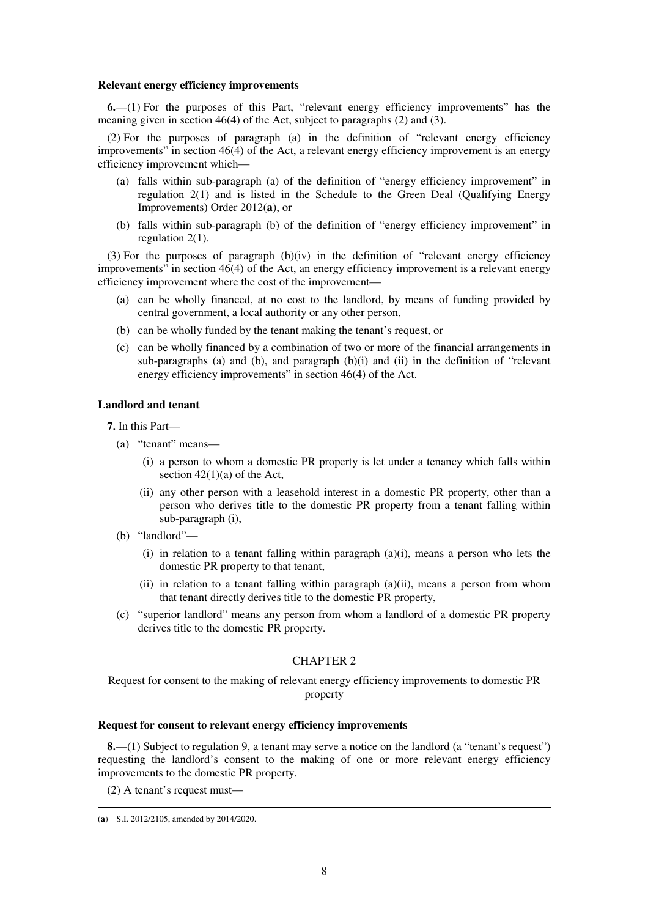**Relevant energy efficiency improvements**

**6.**—(1) For the purposes of this Part, "relevant energy efficiency improvements" has the meaning given in section 46(4) of the Act, subject to paragraphs (2) and (3).

(2) For the purposes of paragraph (a) in the definition of "relevant energy efficiency improvements" in section 46(4) of the Act, a relevant energy efficiency improvement is an energy efficiency improvement which—

- (a) falls within sub-paragraph (a) of the definition of "energy efficiency improvement" in regulation 2(1) and is listed in the Schedule to the Green Deal (Qualifying Energy Improvements) Order 2012(**a**), or
- (b) falls within sub-paragraph (b) of the definition of "energy efficiency improvement" in regulation 2(1).

(3) For the purposes of paragraph (b)(iv) in the definition of "relevant energy efficiency improvements" in section 46(4) of the Act, an energy efficiency improvement is a relevant energy efficiency improvement where the cost of the improvement—

- (a) can be wholly financed, at no cost to the landlord, by means of funding provided by central government, a local authority or any other person,
- (b) can be wholly funded by the tenant making the tenant's request, or
- (c) can be wholly financed by a combination of two or more of the financial arrangements in sub-paragraphs (a) and (b), and paragraph (b)(i) and (ii) in the definition of "relevant energy efficiency improvements" in section 46(4) of the Act.

**Landlord and tenant**

**7.** In this Part—

- (a) "tenant" means—
  - (i) a person to whom a domestic PR property is let under a tenancy which falls within section 42(1)(a) of the Act,
  - (ii) any other person with a leasehold interest in a domestic PR property, other than a person who derives title to the domestic PR property from a tenant falling within sub-paragraph (i),
- (b) "landlord"—
  - (i) in relation to a tenant falling within paragraph (a)(i), means a person who lets the domestic PR property to that tenant,
  - (ii) in relation to a tenant falling within paragraph (a)(ii), means a person from whom that tenant directly derives title to the domestic PR property,
- (c) "superior landlord" means any person from whom a landlord of a domestic PR property derives title to the domestic PR property.

## CHAPTER 2

Request for consent to the making of relevant energy efficiency improvements to domestic PR property

**Request for consent to relevant energy efficiency improvements**

**8.**—(1) Subject to regulation 9, a tenant may serve a notice on the landlord (a "tenant's request") requesting the landlord's consent to the making of one or more relevant energy efficiency improvements to the domestic PR property.

(2) A tenant's request must—

(**a**) S.I. 2012/2105, amended by 2014/2020.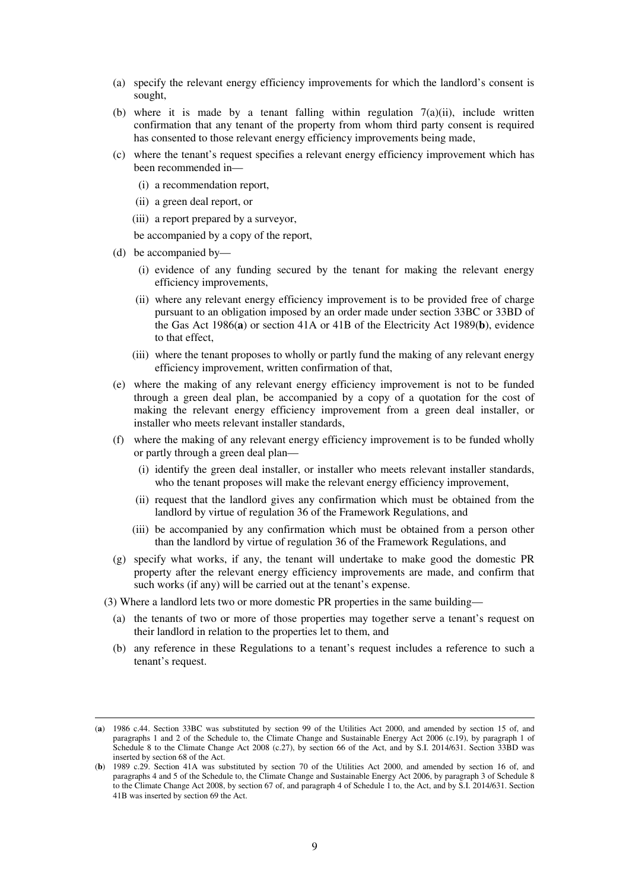(a) specify the relevant energy efficiency improvements for which the landlord's consent is sought,

(b) where it is made by a tenant falling within regulation 7(a)(ii), include written confirmation that any tenant of the property from whom third party consent is required has consented to those relevant energy efficiency improvements being made,

(c) where the tenant's request specifies a relevant energy efficiency improvement which has been recommended in—

  (i) a recommendation report,

  (ii) a green deal report, or

  (iii) a report prepared by a surveyor,

  be accompanied by a copy of the report,

(d) be accompanied by—

  (i) evidence of any funding secured by the tenant for making the relevant energy efficiency improvements,

  (ii) where any relevant energy efficiency improvement is to be provided free of charge pursuant to an obligation imposed by an order made under section 33BC or 33BD of the Gas Act 1986(**a**) or section 41A or 41B of the Electricity Act 1989(**b**), evidence to that effect,

  (iii) where the tenant proposes to wholly or partly fund the making of any relevant energy efficiency improvement, written confirmation of that,

(e) where the making of any relevant energy efficiency improvement is not to be funded through a green deal plan, be accompanied by a copy of a quotation for the cost of making the relevant energy efficiency improvement from a green deal installer, or installer who meets relevant installer standards,

(f) where the making of any relevant energy efficiency improvement is to be funded wholly or partly through a green deal plan—

  (i) identify the green deal installer, or installer who meets relevant installer standards, who the tenant proposes will make the relevant energy efficiency improvement,

  (ii) request that the landlord gives any confirmation which must be obtained from the landlord by virtue of regulation 36 of the Framework Regulations, and

  (iii) be accompanied by any confirmation which must be obtained from a person other than the landlord by virtue of regulation 36 of the Framework Regulations, and

(g) specify what works, if any, the tenant will undertake to make good the domestic PR property after the relevant energy efficiency improvements are made, and confirm that such works (if any) will be carried out at the tenant's expense.

(3) Where a landlord lets two or more domestic PR properties in the same building—

  (a) the tenants of two or more of those properties may together serve a tenant's request on their landlord in relation to the properties let to them, and

  (b) any reference in these Regulations to a tenant's request includes a reference to such a tenant's request.

---

(**a**) 1986 c.44. Section 33BC was substituted by section 99 of the Utilities Act 2000, and amended by section 15 of, and paragraphs 1 and 2 of the Schedule to, the Climate Change and Sustainable Energy Act 2006 (c.19), by paragraph 1 of Schedule 8 to the Climate Change Act 2008 (c.27), by section 66 of the Act, and by S.I. 2014/631. Section 33BD was inserted by section 68 of the Act.

(**b**) 1989 c.29. Section 41A was substituted by section 70 of the Utilities Act 2000, and amended by section 16 of, and paragraphs 4 and 5 of the Schedule to, the Climate Change and Sustainable Energy Act 2006, by paragraph 3 of Schedule 8 to the Climate Change Act 2008, by section 67 of, and paragraph 4 of Schedule 1 to, the Act, and by S.I. 2014/631. Section 41B was inserted by section 69 the Act.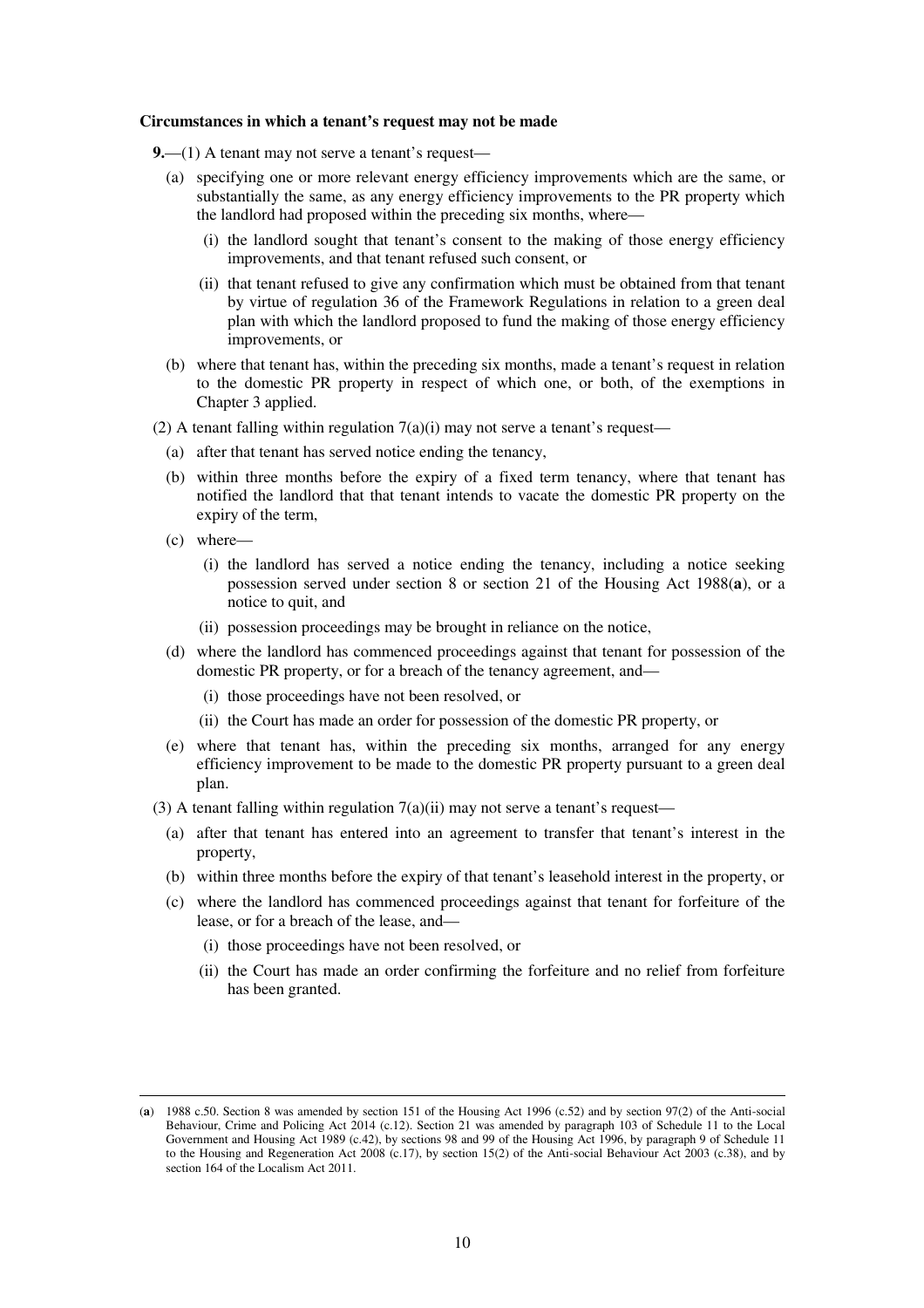**Circumstances in which a tenant's request may not be made**

**9.**—(1) A tenant may not serve a tenant's request—

(a) specifying one or more relevant energy efficiency improvements which are the same, or substantially the same, as any energy efficiency improvements to the PR property which the landlord had proposed within the preceding six months, where—

(i) the landlord sought that tenant's consent to the making of those energy efficiency improvements, and that tenant refused such consent, or

(ii) that tenant refused to give any confirmation which must be obtained from that tenant by virtue of regulation 36 of the Framework Regulations in relation to a green deal plan with which the landlord proposed to fund the making of those energy efficiency improvements, or

(b) where that tenant has, within the preceding six months, made a tenant's request in relation to the domestic PR property in respect of which one, or both, of the exemptions in Chapter 3 applied.

(2) A tenant falling within regulation 7(a)(i) may not serve a tenant's request—

(a) after that tenant has served notice ending the tenancy,

(b) within three months before the expiry of a fixed term tenancy, where that tenant has notified the landlord that that tenant intends to vacate the domestic PR property on the expiry of the term,

(c) where—

(i) the landlord has served a notice ending the tenancy, including a notice seeking possession served under section 8 or section 21 of the Housing Act 1988(**a**), or a notice to quit, and

(ii) possession proceedings may be brought in reliance on the notice,

(d) where the landlord has commenced proceedings against that tenant for possession of the domestic PR property, or for a breach of the tenancy agreement, and—

(i) those proceedings have not been resolved, or

(ii) the Court has made an order for possession of the domestic PR property, or

(e) where that tenant has, within the preceding six months, arranged for any energy efficiency improvement to be made to the domestic PR property pursuant to a green deal plan.

(3) A tenant falling within regulation 7(a)(ii) may not serve a tenant's request—

(a) after that tenant has entered into an agreement to transfer that tenant's interest in the property,

(b) within three months before the expiry of that tenant's leasehold interest in the property, or

(c) where the landlord has commenced proceedings against that tenant for forfeiture of the lease, or for a breach of the lease, and—

(i) those proceedings have not been resolved, or

(ii) the Court has made an order confirming the forfeiture and no relief from forfeiture has been granted.

---

(**a**) 1988 c.50. Section 8 was amended by section 151 of the Housing Act 1996 (c.52) and by section 97(2) of the Anti-social Behaviour, Crime and Policing Act 2014 (c.12). Section 21 was amended by paragraph 103 of Schedule 11 to the Local Government and Housing Act 1989 (c.42), by sections 98 and 99 of the Housing Act 1996, by paragraph 9 of Schedule 11 to the Housing and Regeneration Act 2008 (c.17), by section 15(2) of the Anti-social Behaviour Act 2003 (c.38), and by section 164 of the Localism Act 2011.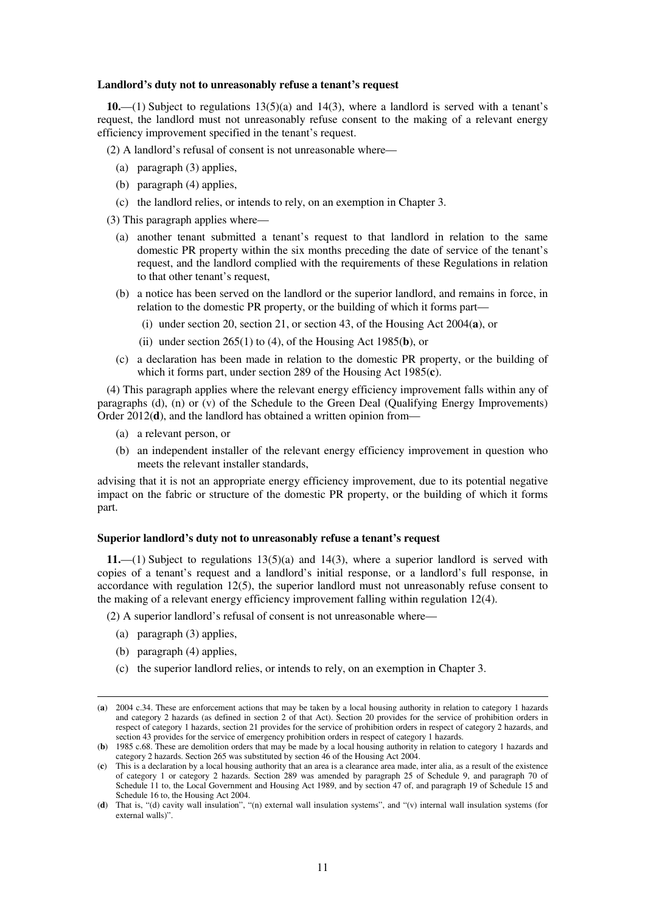**Landlord's duty not to unreasonably refuse a tenant's request**

**10.**—(1) Subject to regulations 13(5)(a) and 14(3), where a landlord is served with a tenant's request, the landlord must not unreasonably refuse consent to the making of a relevant energy efficiency improvement specified in the tenant's request.

(2) A landlord's refusal of consent is not unreasonable where—

(a) paragraph (3) applies,

(b) paragraph (4) applies,

(c) the landlord relies, or intends to rely, on an exemption in Chapter 3.

(3) This paragraph applies where—

(a) another tenant submitted a tenant's request to that landlord in relation to the same domestic PR property within the six months preceding the date of service of the tenant's request, and the landlord complied with the requirements of these Regulations in relation to that other tenant's request,

(b) a notice has been served on the landlord or the superior landlord, and remains in force, in relation to the domestic PR property, or the building of which it forms part—

(i) under section 20, section 21, or section 43, of the Housing Act 2004(**a**), or

(ii) under section 265(1) to (4), of the Housing Act 1985(**b**), or

(c) a declaration has been made in relation to the domestic PR property, or the building of which it forms part, under section 289 of the Housing Act 1985(**c**).

(4) This paragraph applies where the relevant energy efficiency improvement falls within any of paragraphs (d), (n) or (v) of the Schedule to the Green Deal (Qualifying Energy Improvements) Order 2012(**d**), and the landlord has obtained a written opinion from—

(a) a relevant person, or

(b) an independent installer of the relevant energy efficiency improvement in question who meets the relevant installer standards,

advising that it is not an appropriate energy efficiency improvement, due to its potential negative impact on the fabric or structure of the domestic PR property, or the building of which it forms part.

**Superior landlord's duty not to unreasonably refuse a tenant's request**

**11.**—(1) Subject to regulations 13(5)(a) and 14(3), where a superior landlord is served with copies of a tenant's request and a landlord's initial response, or a landlord's full response, in accordance with regulation 12(5), the superior landlord must not unreasonably refuse consent to the making of a relevant energy efficiency improvement falling within regulation 12(4).

(2) A superior landlord's refusal of consent is not unreasonable where—

(a) paragraph (3) applies,

(b) paragraph (4) applies,

(c) the superior landlord relies, or intends to rely, on an exemption in Chapter 3.

---

(**a**) 2004 c.34. These are enforcement actions that may be taken by a local housing authority in relation to category 1 hazards and category 2 hazards (as defined in section 2 of that Act). Section 20 provides for the service of prohibition orders in respect of category 1 hazards, section 21 provides for the service of prohibition orders in respect of category 2 hazards, and section 43 provides for the service of emergency prohibition orders in respect of category 1 hazards.

(**b**) 1985 c.68. These are demolition orders that may be made by a local housing authority in relation to category 1 hazards and category 2 hazards. Section 265 was substituted by section 46 of the Housing Act 2004.

(**c**) This is a declaration by a local housing authority that an area is a clearance area made, inter alia, as a result of the existence of category 1 or category 2 hazards. Section 289 was amended by paragraph 25 of Schedule 9, and paragraph 70 of Schedule 11 to, the Local Government and Housing Act 1989, and by section 47 of, and paragraph 19 of Schedule 15 and Schedule 16 to, the Housing Act 2004.

(**d**) That is, "(d) cavity wall insulation", "(n) external wall insulation systems", and "(v) internal wall insulation systems (for external walls)".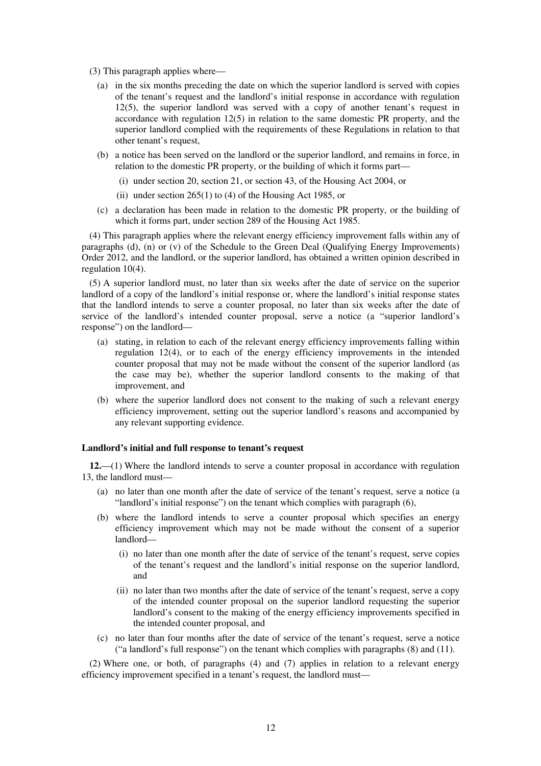(3) This paragraph applies where—

- (a) in the six months preceding the date on which the superior landlord is served with copies of the tenant's request and the landlord's initial response in accordance with regulation 12(5), the superior landlord was served with a copy of another tenant's request in accordance with regulation 12(5) in relation to the same domestic PR property, and the superior landlord complied with the requirements of these Regulations in relation to that other tenant's request,
- (b) a notice has been served on the landlord or the superior landlord, and remains in force, in relation to the domestic PR property, or the building of which it forms part—
  - (i) under section 20, section 21, or section 43, of the Housing Act 2004, or
  - (ii) under section 265(1) to (4) of the Housing Act 1985, or
- (c) a declaration has been made in relation to the domestic PR property, or the building of which it forms part, under section 289 of the Housing Act 1985.

(4) This paragraph applies where the relevant energy efficiency improvement falls within any of paragraphs (d), (n) or (v) of the Schedule to the Green Deal (Qualifying Energy Improvements) Order 2012, and the landlord, or the superior landlord, has obtained a written opinion described in regulation 10(4).

(5) A superior landlord must, no later than six weeks after the date of service on the superior landlord of a copy of the landlord's initial response or, where the landlord's initial response states that the landlord intends to serve a counter proposal, no later than six weeks after the date of service of the landlord's intended counter proposal, serve a notice (a "superior landlord's response") on the landlord—

- (a) stating, in relation to each of the relevant energy efficiency improvements falling within regulation 12(4), or to each of the energy efficiency improvements in the intended counter proposal that may not be made without the consent of the superior landlord (as the case may be), whether the superior landlord consents to the making of that improvement, and
- (b) where the superior landlord does not consent to the making of such a relevant energy efficiency improvement, setting out the superior landlord's reasons and accompanied by any relevant supporting evidence.

**Landlord's initial and full response to tenant's request**

**12.**—(1) Where the landlord intends to serve a counter proposal in accordance with regulation 13, the landlord must—

- (a) no later than one month after the date of service of the tenant's request, serve a notice (a "landlord's initial response") on the tenant which complies with paragraph (6),
- (b) where the landlord intends to serve a counter proposal which specifies an energy efficiency improvement which may not be made without the consent of a superior landlord—
  - (i) no later than one month after the date of service of the tenant's request, serve copies of the tenant's request and the landlord's initial response on the superior landlord, and
  - (ii) no later than two months after the date of service of the tenant's request, serve a copy of the intended counter proposal on the superior landlord requesting the superior landlord's consent to the making of the energy efficiency improvements specified in the intended counter proposal, and
- (c) no later than four months after the date of service of the tenant's request, serve a notice ("a landlord's full response") on the tenant which complies with paragraphs (8) and (11).

(2) Where one, or both, of paragraphs (4) and (7) applies in relation to a relevant energy efficiency improvement specified in a tenant's request, the landlord must—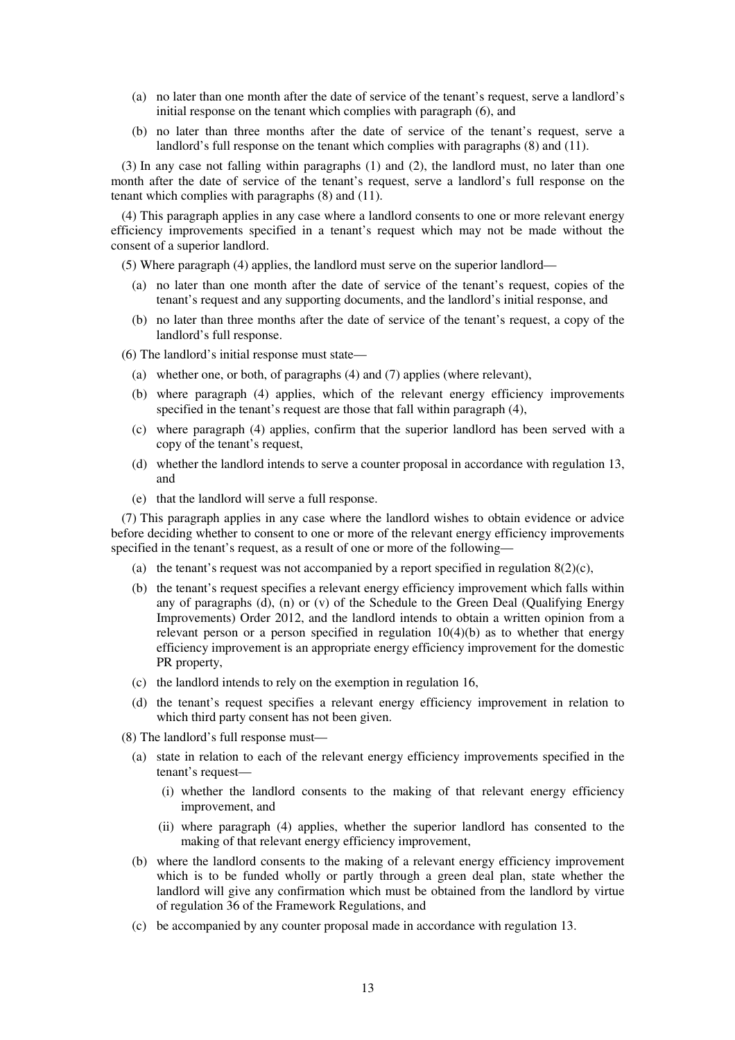(a) no later than one month after the date of service of the tenant's request, serve a landlord's initial response on the tenant which complies with paragraph (6), and

(b) no later than three months after the date of service of the tenant's request, serve a landlord's full response on the tenant which complies with paragraphs (8) and (11).

(3) In any case not falling within paragraphs (1) and (2), the landlord must, no later than one month after the date of service of the tenant's request, serve a landlord's full response on the tenant which complies with paragraphs (8) and (11).

(4) This paragraph applies in any case where a landlord consents to one or more relevant energy efficiency improvements specified in a tenant's request which may not be made without the consent of a superior landlord.

(5) Where paragraph (4) applies, the landlord must serve on the superior landlord—

(a) no later than one month after the date of service of the tenant's request, copies of the tenant's request and any supporting documents, and the landlord's initial response, and

(b) no later than three months after the date of service of the tenant's request, a copy of the landlord's full response.

(6) The landlord's initial response must state—

(a) whether one, or both, of paragraphs (4) and (7) applies (where relevant),

(b) where paragraph (4) applies, which of the relevant energy efficiency improvements specified in the tenant's request are those that fall within paragraph (4),

(c) where paragraph (4) applies, confirm that the superior landlord has been served with a copy of the tenant's request,

(d) whether the landlord intends to serve a counter proposal in accordance with regulation 13, and

(e) that the landlord will serve a full response.

(7) This paragraph applies in any case where the landlord wishes to obtain evidence or advice before deciding whether to consent to one or more of the relevant energy efficiency improvements specified in the tenant's request, as a result of one or more of the following—

(a) the tenant's request was not accompanied by a report specified in regulation 8(2)(c),

(b) the tenant's request specifies a relevant energy efficiency improvement which falls within any of paragraphs (d), (n) or (v) of the Schedule to the Green Deal (Qualifying Energy Improvements) Order 2012, and the landlord intends to obtain a written opinion from a relevant person or a person specified in regulation 10(4)(b) as to whether that energy efficiency improvement is an appropriate energy efficiency improvement for the domestic PR property,

(c) the landlord intends to rely on the exemption in regulation 16,

(d) the tenant's request specifies a relevant energy efficiency improvement in relation to which third party consent has not been given.

(8) The landlord's full response must—

(a) state in relation to each of the relevant energy efficiency improvements specified in the tenant's request—

(i) whether the landlord consents to the making of that relevant energy efficiency improvement, and

(ii) where paragraph (4) applies, whether the superior landlord has consented to the making of that relevant energy efficiency improvement,

(b) where the landlord consents to the making of a relevant energy efficiency improvement which is to be funded wholly or partly through a green deal plan, state whether the landlord will give any confirmation which must be obtained from the landlord by virtue of regulation 36 of the Framework Regulations, and

(c) be accompanied by any counter proposal made in accordance with regulation 13.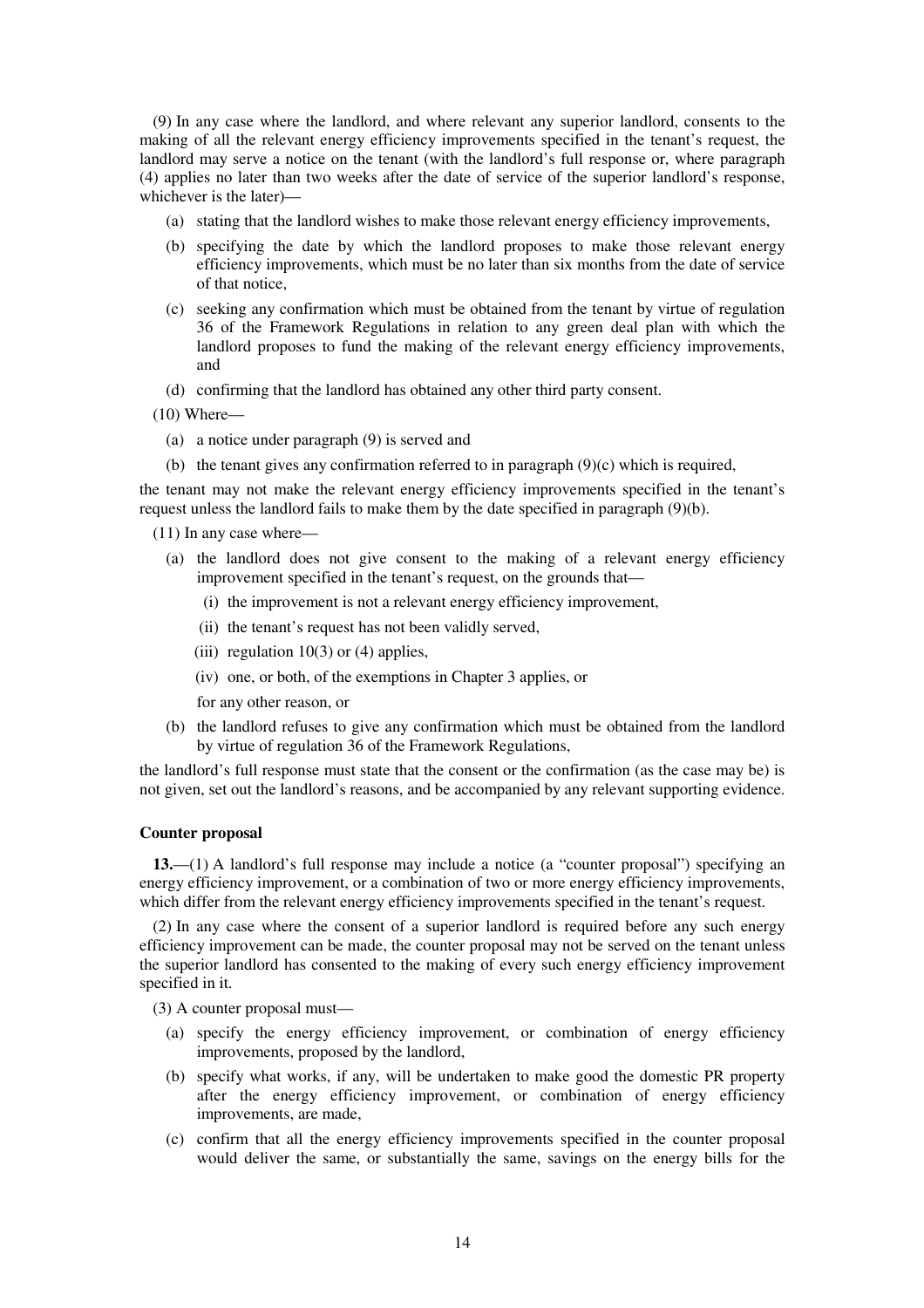(9) In any case where the landlord, and where relevant any superior landlord, consents to the making of all the relevant energy efficiency improvements specified in the tenant's request, the landlord may serve a notice on the tenant (with the landlord's full response or, where paragraph (4) applies no later than two weeks after the date of service of the superior landlord's response, whichever is the later)—

- (a) stating that the landlord wishes to make those relevant energy efficiency improvements,
- (b) specifying the date by which the landlord proposes to make those relevant energy efficiency improvements, which must be no later than six months from the date of service of that notice,
- (c) seeking any confirmation which must be obtained from the tenant by virtue of regulation 36 of the Framework Regulations in relation to any green deal plan with which the landlord proposes to fund the making of the relevant energy efficiency improvements, and
- (d) confirming that the landlord has obtained any other third party consent.

(10) Where—

- (a) a notice under paragraph (9) is served and
- (b) the tenant gives any confirmation referred to in paragraph (9)(c) which is required,

the tenant may not make the relevant energy efficiency improvements specified in the tenant's request unless the landlord fails to make them by the date specified in paragraph (9)(b).

(11) In any case where—

- (a) the landlord does not give consent to the making of a relevant energy efficiency improvement specified in the tenant's request, on the grounds that—
  - (i) the improvement is not a relevant energy efficiency improvement,
  - (ii) the tenant's request has not been validly served,
  - (iii) regulation 10(3) or (4) applies,
  - (iv) one, or both, of the exemptions in Chapter 3 applies, or

  for any other reason, or
- (b) the landlord refuses to give any confirmation which must be obtained from the landlord by virtue of regulation 36 of the Framework Regulations,

the landlord's full response must state that the consent or the confirmation (as the case may be) is not given, set out the landlord's reasons, and be accompanied by any relevant supporting evidence.

**Counter proposal**

**13.**—(1) A landlord's full response may include a notice (a "counter proposal") specifying an energy efficiency improvement, or a combination of two or more energy efficiency improvements, which differ from the relevant energy efficiency improvements specified in the tenant's request.

(2) In any case where the consent of a superior landlord is required before any such energy efficiency improvement can be made, the counter proposal may not be served on the tenant unless the superior landlord has consented to the making of every such energy efficiency improvement specified in it.

(3) A counter proposal must—

- (a) specify the energy efficiency improvement, or combination of energy efficiency improvements, proposed by the landlord,
- (b) specify what works, if any, will be undertaken to make good the domestic PR property after the energy efficiency improvement, or combination of energy efficiency improvements, are made,
- (c) confirm that all the energy efficiency improvements specified in the counter proposal would deliver the same, or substantially the same, savings on the energy bills for the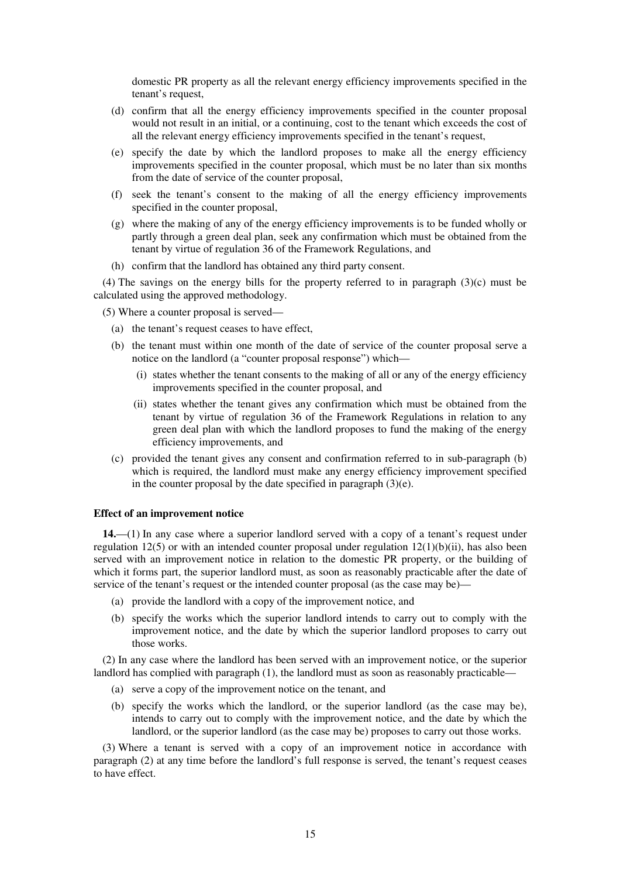domestic PR property as all the relevant energy efficiency improvements specified in the tenant's request,

(d) confirm that all the energy efficiency improvements specified in the counter proposal would not result in an initial, or a continuing, cost to the tenant which exceeds the cost of all the relevant energy efficiency improvements specified in the tenant's request,

(e) specify the date by which the landlord proposes to make all the energy efficiency improvements specified in the counter proposal, which must be no later than six months from the date of service of the counter proposal,

(f) seek the tenant's consent to the making of all the energy efficiency improvements specified in the counter proposal,

(g) where the making of any of the energy efficiency improvements is to be funded wholly or partly through a green deal plan, seek any confirmation which must be obtained from the tenant by virtue of regulation 36 of the Framework Regulations, and

(h) confirm that the landlord has obtained any third party consent.

(4) The savings on the energy bills for the property referred to in paragraph (3)(c) must be calculated using the approved methodology.

(5) Where a counter proposal is served—

(a) the tenant's request ceases to have effect,

(b) the tenant must within one month of the date of service of the counter proposal serve a notice on the landlord (a "counter proposal response") which—

(i) states whether the tenant consents to the making of all or any of the energy efficiency improvements specified in the counter proposal, and

(ii) states whether the tenant gives any confirmation which must be obtained from the tenant by virtue of regulation 36 of the Framework Regulations in relation to any green deal plan with which the landlord proposes to fund the making of the energy efficiency improvements, and

(c) provided the tenant gives any consent and confirmation referred to in sub-paragraph (b) which is required, the landlord must make any energy efficiency improvement specified in the counter proposal by the date specified in paragraph (3)(e).

**Effect of an improvement notice**

**14.**—(1) In any case where a superior landlord served with a copy of a tenant's request under regulation 12(5) or with an intended counter proposal under regulation 12(1)(b)(ii), has also been served with an improvement notice in relation to the domestic PR property, or the building of which it forms part, the superior landlord must, as soon as reasonably practicable after the date of service of the tenant's request or the intended counter proposal (as the case may be)—

(a) provide the landlord with a copy of the improvement notice, and

(b) specify the works which the superior landlord intends to carry out to comply with the improvement notice, and the date by which the superior landlord proposes to carry out those works.

(2) In any case where the landlord has been served with an improvement notice, or the superior landlord has complied with paragraph (1), the landlord must as soon as reasonably practicable—

(a) serve a copy of the improvement notice on the tenant, and

(b) specify the works which the landlord, or the superior landlord (as the case may be), intends to carry out to comply with the improvement notice, and the date by which the landlord, or the superior landlord (as the case may be) proposes to carry out those works.

(3) Where a tenant is served with a copy of an improvement notice in accordance with paragraph (2) at any time before the landlord's full response is served, the tenant's request ceases to have effect.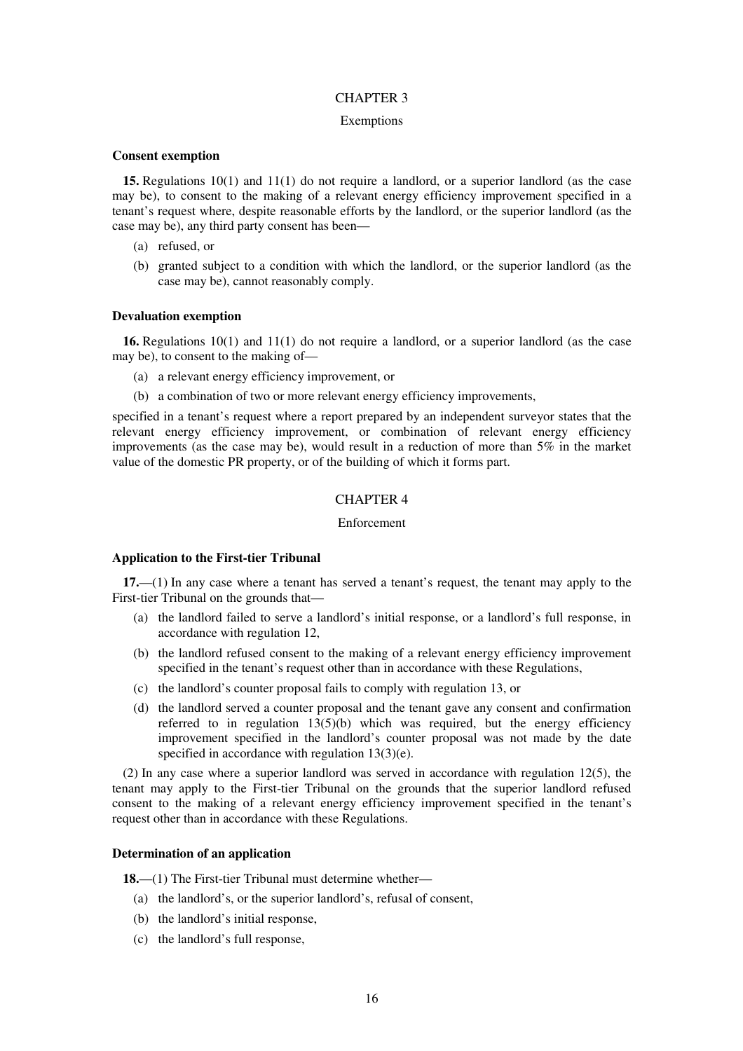## CHAPTER 3

### Exemptions

**Consent exemption**

**15.** Regulations 10(1) and 11(1) do not require a landlord, or a superior landlord (as the case may be), to consent to the making of a relevant energy efficiency improvement specified in a tenant's request where, despite reasonable efforts by the landlord, or the superior landlord (as the case may be), any third party consent has been—

- (a) refused, or
- (b) granted subject to a condition with which the landlord, or the superior landlord (as the case may be), cannot reasonably comply.

**Devaluation exemption**

**16.** Regulations 10(1) and 11(1) do not require a landlord, or a superior landlord (as the case may be), to consent to the making of—

- (a) a relevant energy efficiency improvement, or
- (b) a combination of two or more relevant energy efficiency improvements,

specified in a tenant's request where a report prepared by an independent surveyor states that the relevant energy efficiency improvement, or combination of relevant energy efficiency improvements (as the case may be), would result in a reduction of more than 5% in the market value of the domestic PR property, or of the building of which it forms part.

## CHAPTER 4

### Enforcement

**Application to the First-tier Tribunal**

**17.**—(1) In any case where a tenant has served a tenant's request, the tenant may apply to the First-tier Tribunal on the grounds that—

- (a) the landlord failed to serve a landlord's initial response, or a landlord's full response, in accordance with regulation 12,
- (b) the landlord refused consent to the making of a relevant energy efficiency improvement specified in the tenant's request other than in accordance with these Regulations,
- (c) the landlord's counter proposal fails to comply with regulation 13, or
- (d) the landlord served a counter proposal and the tenant gave any consent and confirmation referred to in regulation 13(5)(b) which was required, but the energy efficiency improvement specified in the landlord's counter proposal was not made by the date specified in accordance with regulation 13(3)(e).

(2) In any case where a superior landlord was served in accordance with regulation 12(5), the tenant may apply to the First-tier Tribunal on the grounds that the superior landlord refused consent to the making of a relevant energy efficiency improvement specified in the tenant's request other than in accordance with these Regulations.

**Determination of an application**

**18.**—(1) The First-tier Tribunal must determine whether—

- (a) the landlord's, or the superior landlord's, refusal of consent,
- (b) the landlord's initial response,
- (c) the landlord's full response,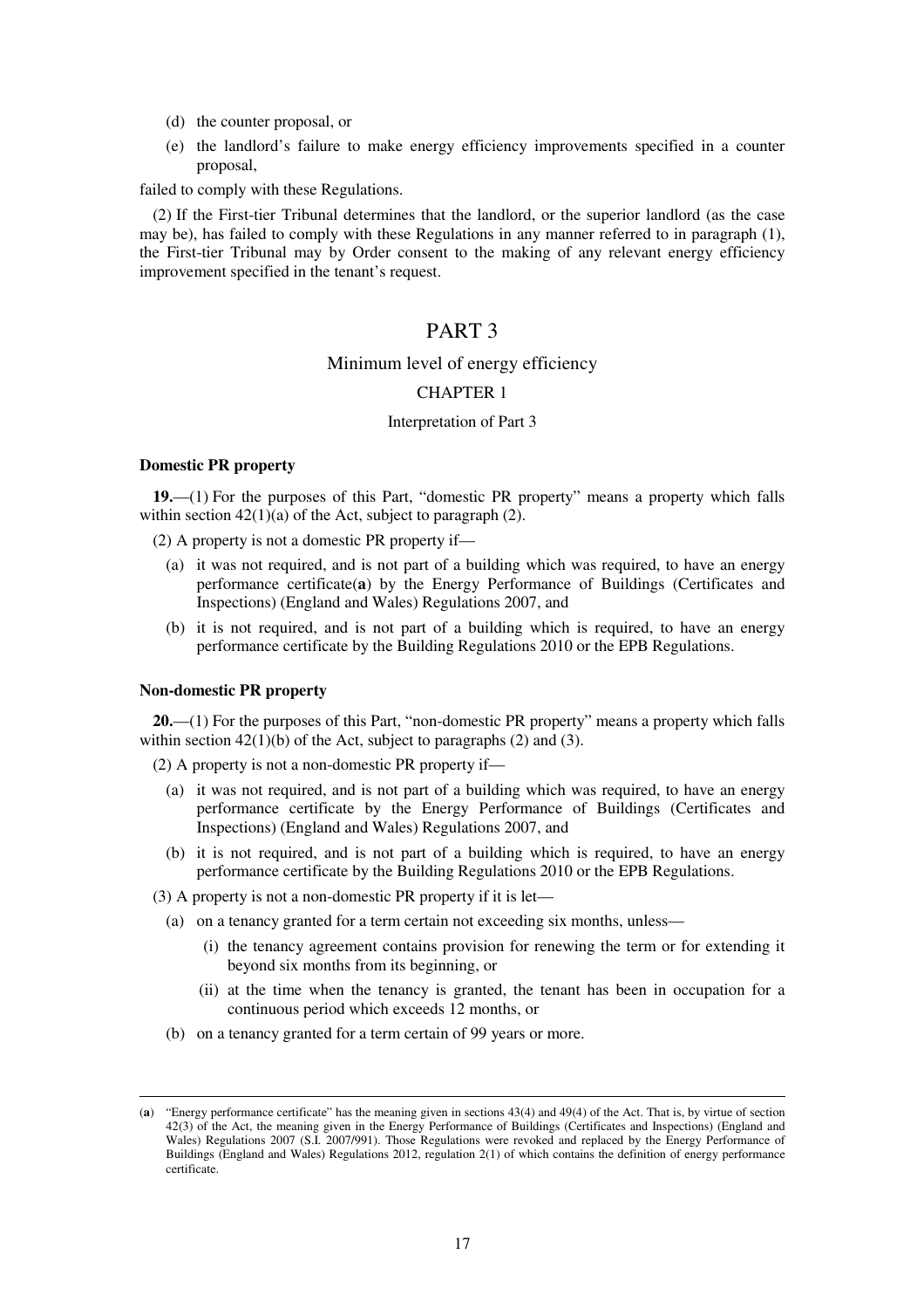(d) the counter proposal, or

(e) the landlord's failure to make energy efficiency improvements specified in a counter proposal,

failed to comply with these Regulations.

(2) If the First-tier Tribunal determines that the landlord, or the superior landlord (as the case may be), has failed to comply with these Regulations in any manner referred to in paragraph (1), the First-tier Tribunal may by Order consent to the making of any relevant energy efficiency improvement specified in the tenant's request.

# PART 3

## Minimum level of energy efficiency

### CHAPTER 1

#### Interpretation of Part 3

**Domestic PR property**

**19.**—(1) For the purposes of this Part, "domestic PR property" means a property which falls within section 42(1)(a) of the Act, subject to paragraph (2).

(2) A property is not a domestic PR property if—

(a) it was not required, and is not part of a building which was required, to have an energy performance certificate([**a**]) by the Energy Performance of Buildings (Certificates and Inspections) (England and Wales) Regulations 2007, and

(b) it is not required, and is not part of a building which is required, to have an energy performance certificate by the Building Regulations 2010 or the EPB Regulations.

**Non-domestic PR property**

**20.**—(1) For the purposes of this Part, "non-domestic PR property" means a property which falls within section 42(1)(b) of the Act, subject to paragraphs (2) and (3).

(2) A property is not a non-domestic PR property if—

(a) it was not required, and is not part of a building which was required, to have an energy performance certificate by the Energy Performance of Buildings (Certificates and Inspections) (England and Wales) Regulations 2007, and

(b) it is not required, and is not part of a building which is required, to have an energy performance certificate by the Building Regulations 2010 or the EPB Regulations.

(3) A property is not a non-domestic PR property if it is let—

(a) on a tenancy granted for a term certain not exceeding six months, unless—

(i) the tenancy agreement contains provision for renewing the term or for extending it beyond six months from its beginning, or

(ii) at the time when the tenancy is granted, the tenant has been in occupation for a continuous period which exceeds 12 months, or

(b) on a tenancy granted for a term certain of 99 years or more.

---

([**a**]) "Energy performance certificate" has the meaning given in sections 43(4) and 49(4) of the Act. That is, by virtue of section 42(3) of the Act, the meaning given in the Energy Performance of Buildings (Certificates and Inspections) (England and Wales) Regulations 2007 (S.I. 2007/991). Those Regulations were revoked and replaced by the Energy Performance of Buildings (England and Wales) Regulations 2012, regulation 2(1) of which contains the definition of energy performance certificate.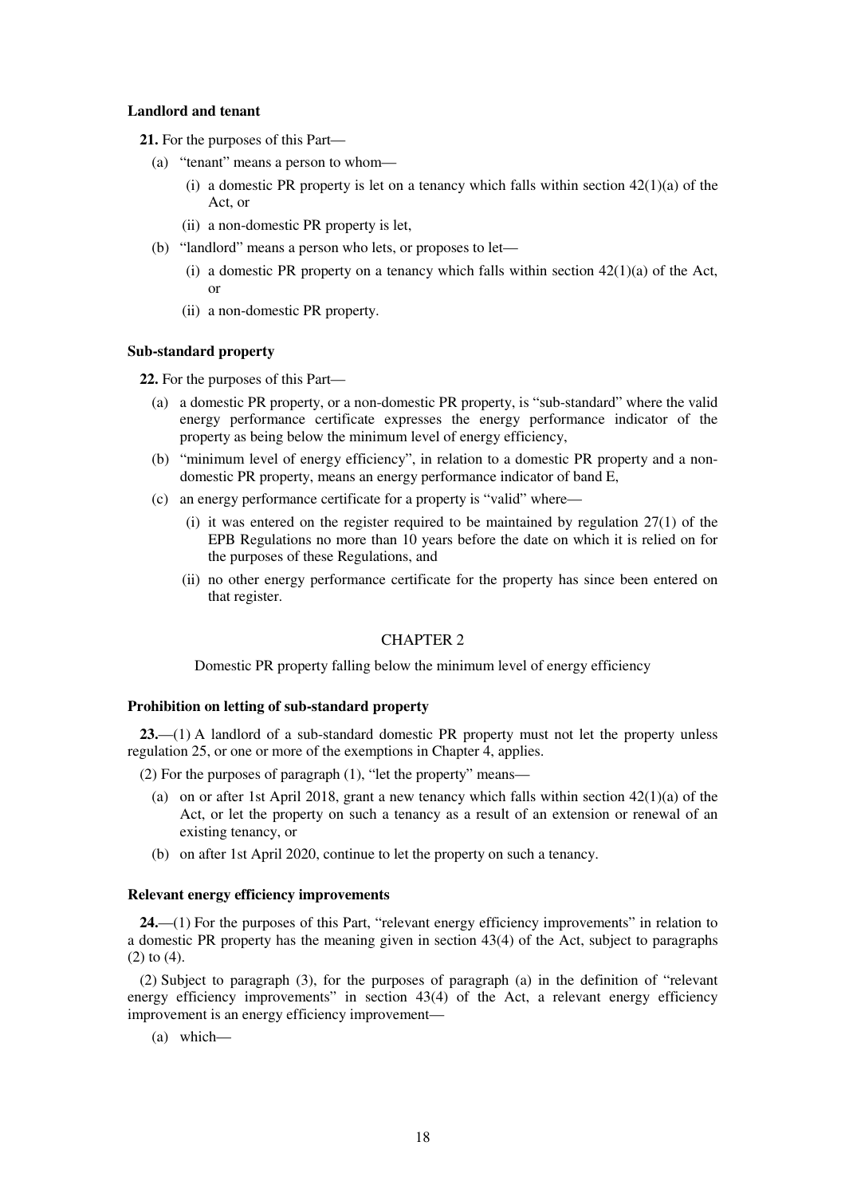**Landlord and tenant**

**21.** For the purposes of this Part—

- (a) "tenant" means a person to whom—
  - (i) a domestic PR property is let on a tenancy which falls within section 42(1)(a) of the Act, or
  - (ii) a non-domestic PR property is let,
- (b) "landlord" means a person who lets, or proposes to let—
  - (i) a domestic PR property on a tenancy which falls within section 42(1)(a) of the Act, or
  - (ii) a non-domestic PR property.

**Sub-standard property**

**22.** For the purposes of this Part—

- (a) a domestic PR property, or a non-domestic PR property, is "sub-standard" where the valid energy performance certificate expresses the energy performance indicator of the property as being below the minimum level of energy efficiency,
- (b) "minimum level of energy efficiency", in relation to a domestic PR property and a non-domestic PR property, means an energy performance indicator of band E,
- (c) an energy performance certificate for a property is "valid" where—
  - (i) it was entered on the register required to be maintained by regulation 27(1) of the EPB Regulations no more than 10 years before the date on which it is relied on for the purposes of these Regulations, and
  - (ii) no other energy performance certificate for the property has since been entered on that register.

## CHAPTER 2

Domestic PR property falling below the minimum level of energy efficiency

**Prohibition on letting of sub-standard property**

**23.**—(1) A landlord of a sub-standard domestic PR property must not let the property unless regulation 25, or one or more of the exemptions in Chapter 4, applies.

(2) For the purposes of paragraph (1), "let the property" means—

- (a) on or after 1st April 2018, grant a new tenancy which falls within section 42(1)(a) of the Act, or let the property on such a tenancy as a result of an extension or renewal of an existing tenancy, or
- (b) on after 1st April 2020, continue to let the property on such a tenancy.

**Relevant energy efficiency improvements**

**24.**—(1) For the purposes of this Part, "relevant energy efficiency improvements" in relation to a domestic PR property has the meaning given in section 43(4) of the Act, subject to paragraphs (2) to (4).

(2) Subject to paragraph (3), for the purposes of paragraph (a) in the definition of "relevant energy efficiency improvements" in section 43(4) of the Act, a relevant energy efficiency improvement is an energy efficiency improvement—

- (a) which—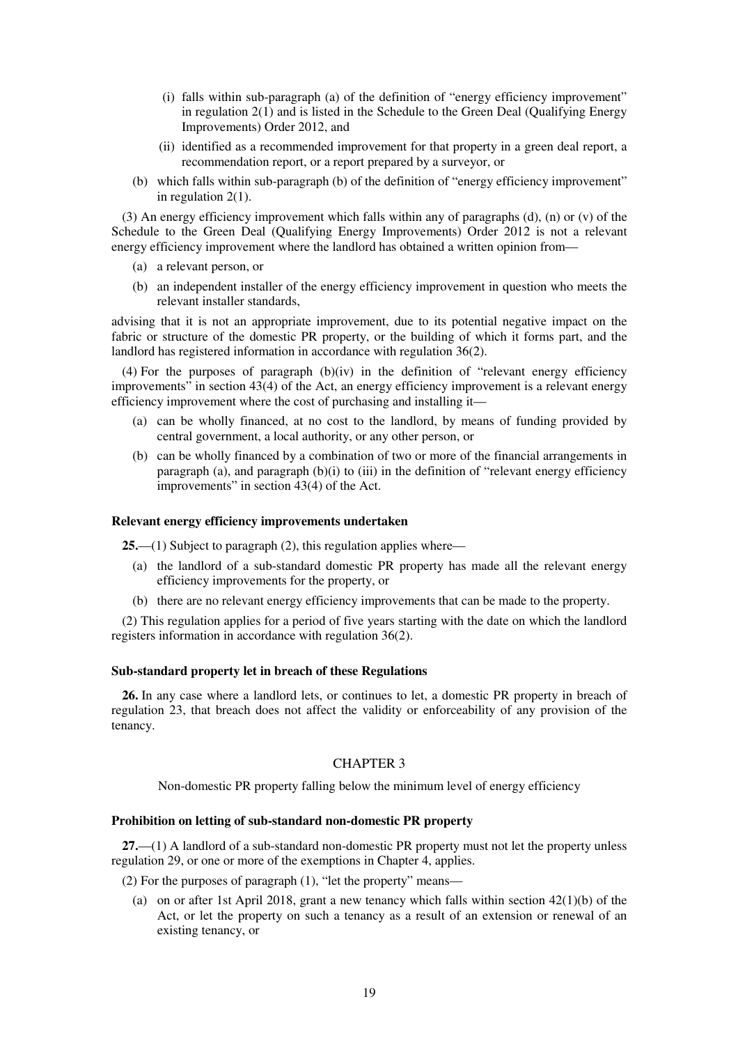(i) falls within sub-paragraph (a) of the definition of "energy efficiency improvement" in regulation 2(1) and is listed in the Schedule to the Green Deal (Qualifying Energy Improvements) Order 2012, and

(ii) identified as a recommended improvement for that property in a green deal report, a recommendation report, or a report prepared by a surveyor, or

(b) which falls within sub-paragraph (b) of the definition of "energy efficiency improvement" in regulation 2(1).

(3) An energy efficiency improvement which falls within any of paragraphs (d), (n) or (v) of the Schedule to the Green Deal (Qualifying Energy Improvements) Order 2012 is not a relevant energy efficiency improvement where the landlord has obtained a written opinion from—

(a) a relevant person, or

(b) an independent installer of the energy efficiency improvement in question who meets the relevant installer standards,

advising that it is not an appropriate improvement, due to its potential negative impact on the fabric or structure of the domestic PR property, or the building of which it forms part, and the landlord has registered information in accordance with regulation 36(2).

(4) For the purposes of paragraph (b)(iv) in the definition of "relevant energy efficiency improvements" in section 43(4) of the Act, an energy efficiency improvement is a relevant energy efficiency improvement where the cost of purchasing and installing it—

(a) can be wholly financed, at no cost to the landlord, by means of funding provided by central government, a local authority, or any other person, or

(b) can be wholly financed by a combination of two or more of the financial arrangements in paragraph (a), and paragraph (b)(i) to (iii) in the definition of "relevant energy efficiency improvements" in section 43(4) of the Act.

**Relevant energy efficiency improvements undertaken**

**25.**—(1) Subject to paragraph (2), this regulation applies where—

(a) the landlord of a sub-standard domestic PR property has made all the relevant energy efficiency improvements for the property, or

(b) there are no relevant energy efficiency improvements that can be made to the property.

(2) This regulation applies for a period of five years starting with the date on which the landlord registers information in accordance with regulation 36(2).

**Sub-standard property let in breach of these Regulations**

**26.** In any case where a landlord lets, or continues to let, a domestic PR property in breach of regulation 23, that breach does not affect the validity or enforceability of any provision of the tenancy.

## CHAPTER 3

Non-domestic PR property falling below the minimum level of energy efficiency

**Prohibition on letting of sub-standard non-domestic PR property**

**27.**—(1) A landlord of a sub-standard non-domestic PR property must not let the property unless regulation 29, or one or more of the exemptions in Chapter 4, applies.

(2) For the purposes of paragraph (1), "let the property" means—

(a) on or after 1st April 2018, grant a new tenancy which falls within section 42(1)(b) of the Act, or let the property on such a tenancy as a result of an extension or renewal of an existing tenancy, or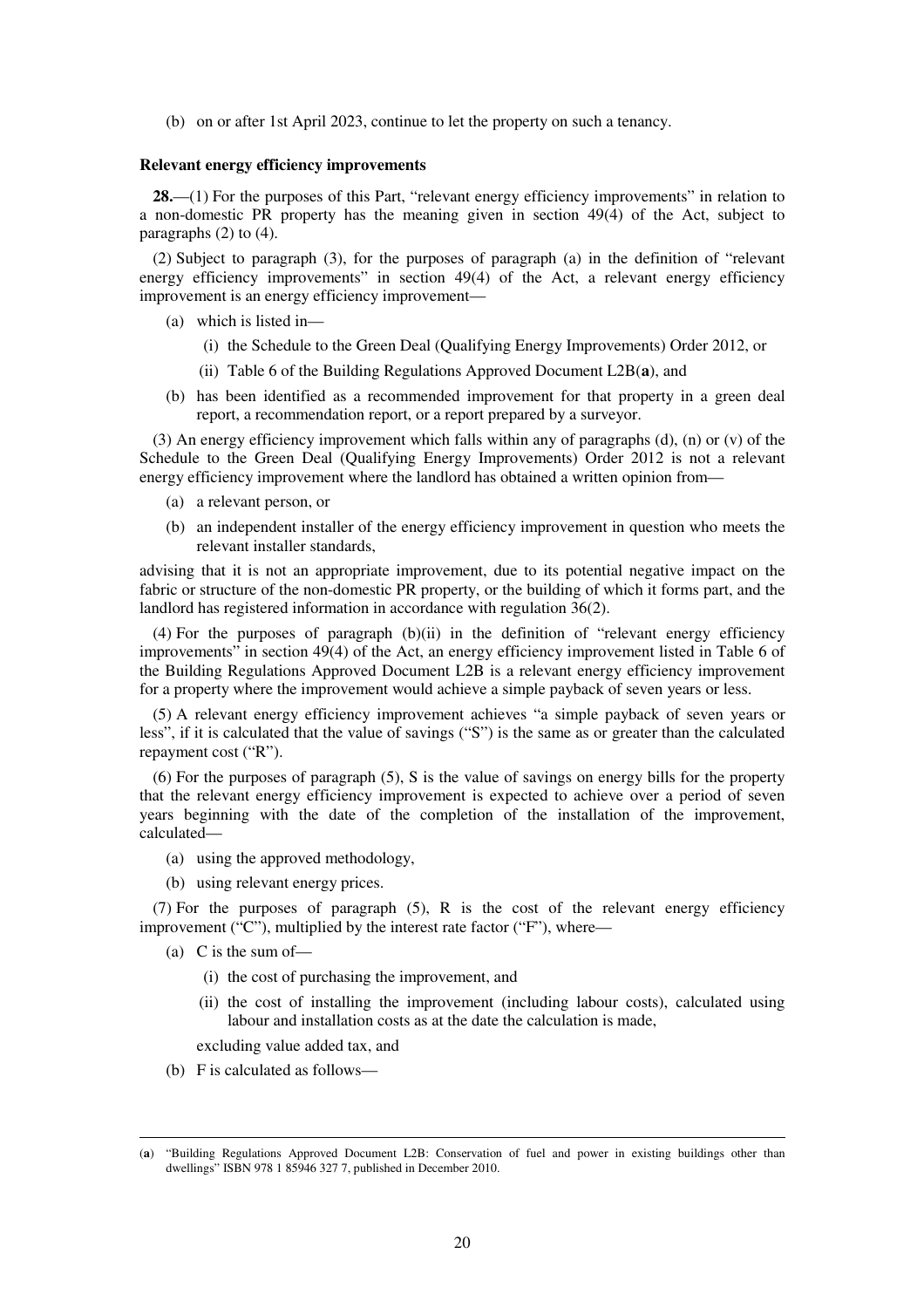(b) on or after 1st April 2023, continue to let the property on such a tenancy.

**Relevant energy efficiency improvements**

**28.**—(1) For the purposes of this Part, "relevant energy efficiency improvements" in relation to a non-domestic PR property has the meaning given in section 49(4) of the Act, subject to paragraphs (2) to (4).

(2) Subject to paragraph (3), for the purposes of paragraph (a) in the definition of "relevant energy efficiency improvements" in section 49(4) of the Act, a relevant energy efficiency improvement is an energy efficiency improvement—

- (a) which is listed in—
  - (i) the Schedule to the Green Deal (Qualifying Energy Improvements) Order 2012, or
  - (ii) Table 6 of the Building Regulations Approved Document L2B(**a**), and
- (b) has been identified as a recommended improvement for that property in a green deal report, a recommendation report, or a report prepared by a surveyor.

(3) An energy efficiency improvement which falls within any of paragraphs (d), (n) or (v) of the Schedule to the Green Deal (Qualifying Energy Improvements) Order 2012 is not a relevant energy efficiency improvement where the landlord has obtained a written opinion from—

- (a) a relevant person, or
- (b) an independent installer of the energy efficiency improvement in question who meets the relevant installer standards,

advising that it is not an appropriate improvement, due to its potential negative impact on the fabric or structure of the non-domestic PR property, or the building of which it forms part, and the landlord has registered information in accordance with regulation 36(2).

(4) For the purposes of paragraph (b)(ii) in the definition of "relevant energy efficiency improvements" in section 49(4) of the Act, an energy efficiency improvement listed in Table 6 of the Building Regulations Approved Document L2B is a relevant energy efficiency improvement for a property where the improvement would achieve a simple payback of seven years or less.

(5) A relevant energy efficiency improvement achieves "a simple payback of seven years or less", if it is calculated that the value of savings ("S") is the same as or greater than the calculated repayment cost ("R").

(6) For the purposes of paragraph (5), S is the value of savings on energy bills for the property that the relevant energy efficiency improvement is expected to achieve over a period of seven years beginning with the date of the completion of the installation of the improvement, calculated—

- (a) using the approved methodology,
- (b) using relevant energy prices.

(7) For the purposes of paragraph (5), R is the cost of the relevant energy efficiency improvement ("C"), multiplied by the interest rate factor ("F"), where—

- (a) C is the sum of—
  - (i) the cost of purchasing the improvement, and
  - (ii) the cost of installing the improvement (including labour costs), calculated using labour and installation costs as at the date the calculation is made,

  excluding value added tax, and
- (b) F is calculated as follows—

---

(**a**) "Building Regulations Approved Document L2B: Conservation of fuel and power in existing buildings other than dwellings" ISBN 978 1 85946 327 7, published in December 2010.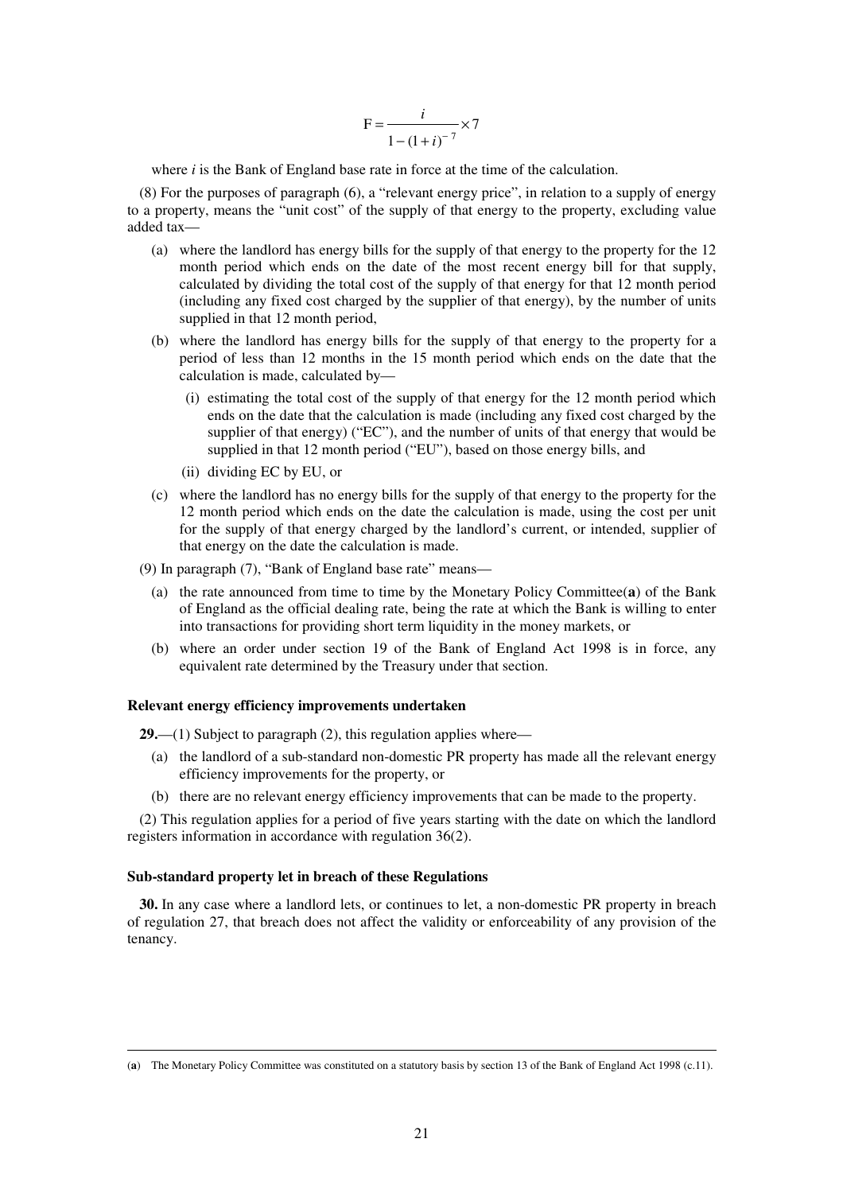$$F = \frac{i}{1-(1+i)^{-7}} \times 7$$

where $i$ is the Bank of England base rate in force at the time of the calculation.

(8) For the purposes of paragraph (6), a "relevant energy price", in relation to a supply of energy to a property, means the "unit cost" of the supply of that energy to the property, excluding value added tax—

(a) where the landlord has energy bills for the supply of that energy to the property for the 12 month period which ends on the date of the most recent energy bill for that supply, calculated by dividing the total cost of the supply of that energy for that 12 month period (including any fixed cost charged by the supplier of that energy), by the number of units supplied in that 12 month period,

(b) where the landlord has energy bills for the supply of that energy to the property for a period of less than 12 months in the 15 month period which ends on the date that the calculation is made, calculated by—

(i) estimating the total cost of the supply of that energy for the 12 month period which ends on the date that the calculation is made (including any fixed cost charged by the supplier of that energy) ("EC"), and the number of units of that energy that would be supplied in that 12 month period ("EU"), based on those energy bills, and

(ii) dividing EC by EU, or

(c) where the landlord has no energy bills for the supply of that energy to the property for the 12 month period which ends on the date the calculation is made, using the cost per unit for the supply of that energy charged by the landlord's current, or intended, supplier of that energy on the date the calculation is made.

(9) In paragraph (7), "Bank of England base rate" means—

(a) the rate announced from time to time by the Monetary Policy Committee([a]) of the Bank of England as the official dealing rate, being the rate at which the Bank is willing to enter into transactions for providing short term liquidity in the money markets, or

(b) where an order under section 19 of the Bank of England Act 1998 is in force, any equivalent rate determined by the Treasury under that section.

**Relevant energy efficiency improvements undertaken**

**29.**—(1) Subject to paragraph (2), this regulation applies where—

(a) the landlord of a sub-standard non-domestic PR property has made all the relevant energy efficiency improvements for the property, or

(b) there are no relevant energy efficiency improvements that can be made to the property.

(2) This regulation applies for a period of five years starting with the date on which the landlord registers information in accordance with regulation 36(2).

**Sub-standard property let in breach of these Regulations**

**30.** In any case where a landlord lets, or continues to let, a non-domestic PR property in breach of regulation 27, that breach does not affect the validity or enforceability of any provision of the tenancy.

---

([a]) The Monetary Policy Committee was constituted on a statutory basis by section 13 of the Bank of England Act 1998 (c.11).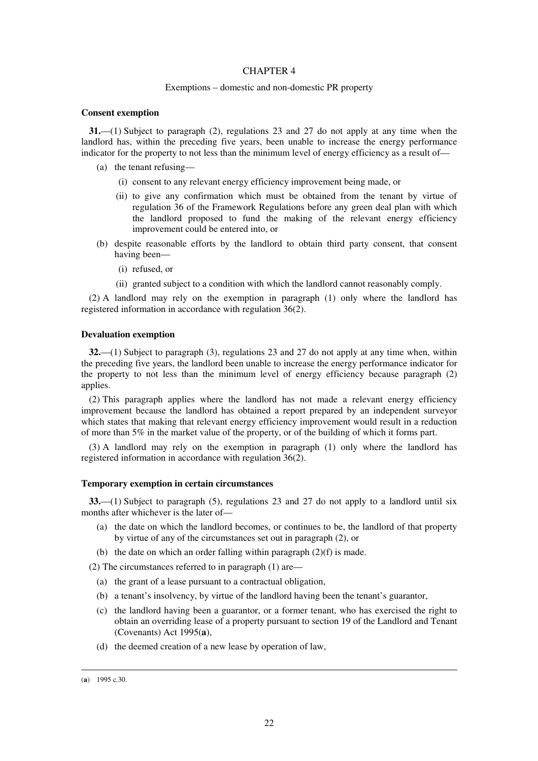## CHAPTER 4

### Exemptions – domestic and non-domestic PR property

**Consent exemption**

**31.**—(1) Subject to paragraph (2), regulations 23 and 27 do not apply at any time when the landlord has, within the preceding five years, been unable to increase the energy performance indicator for the property to not less than the minimum level of energy efficiency as a result of—

- (a) the tenant refusing—
  - (i) consent to any relevant energy efficiency improvement being made, or
  - (ii) to give any confirmation which must be obtained from the tenant by virtue of regulation 36 of the Framework Regulations before any green deal plan with which the landlord proposed to fund the making of the relevant energy efficiency improvement could be entered into, or
- (b) despite reasonable efforts by the landlord to obtain third party consent, that consent having been—
  - (i) refused, or
  - (ii) granted subject to a condition with which the landlord cannot reasonably comply.

(2) A landlord may rely on the exemption in paragraph (1) only where the landlord has registered information in accordance with regulation 36(2).

**Devaluation exemption**

**32.**—(1) Subject to paragraph (3), regulations 23 and 27 do not apply at any time when, within the preceding five years, the landlord been unable to increase the energy performance indicator for the property to not less than the minimum level of energy efficiency because paragraph (2) applies.

(2) This paragraph applies where the landlord has not made a relevant energy efficiency improvement because the landlord has obtained a report prepared by an independent surveyor which states that making that relevant energy efficiency improvement would result in a reduction of more than 5% in the market value of the property, or of the building of which it forms part.

(3) A landlord may rely on the exemption in paragraph (1) only where the landlord has registered information in accordance with regulation 36(2).

**Temporary exemption in certain circumstances**

**33.**—(1) Subject to paragraph (5), regulations 23 and 27 do not apply to a landlord until six months after whichever is the later of—

- (a) the date on which the landlord becomes, or continues to be, the landlord of that property by virtue of any of the circumstances set out in paragraph (2), or
- (b) the date on which an order falling within paragraph (2)(f) is made.

(2) The circumstances referred to in paragraph (1) are—

- (a) the grant of a lease pursuant to a contractual obligation,
- (b) a tenant's insolvency, by virtue of the landlord having been the tenant's guarantor,
- (c) the landlord having been a guarantor, or a former tenant, who has exercised the right to obtain an overriding lease of a property pursuant to section 19 of the Landlord and Tenant (Covenants) Act 1995(**a**),
- (d) the deemed creation of a new lease by operation of law,

---

(**a**) 1995 c.30.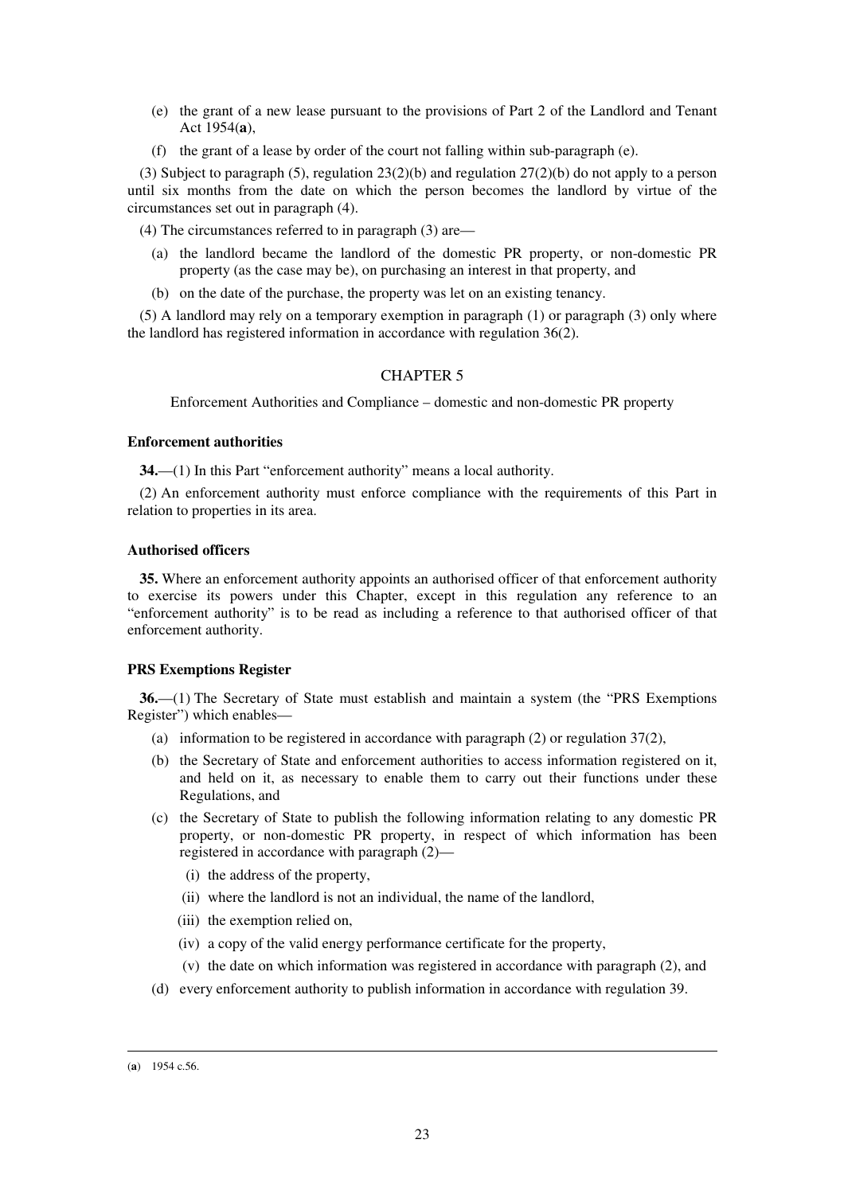(e) the grant of a new lease pursuant to the provisions of Part 2 of the Landlord and Tenant Act 1954([a]),

(f) the grant of a lease by order of the court not falling within sub-paragraph (e).

(3) Subject to paragraph (5), regulation 23(2)(b) and regulation 27(2)(b) do not apply to a person until six months from the date on which the person becomes the landlord by virtue of the circumstances set out in paragraph (4).

(4) The circumstances referred to in paragraph (3) are—

(a) the landlord became the landlord of the domestic PR property, or non-domestic PR property (as the case may be), on purchasing an interest in that property, and

(b) on the date of the purchase, the property was let on an existing tenancy.

(5) A landlord may rely on a temporary exemption in paragraph (1) or paragraph (3) only where the landlord has registered information in accordance with regulation 36(2).

## CHAPTER 5

Enforcement Authorities and Compliance – domestic and non-domestic PR property

### Enforcement authorities

**34.**—(1) In this Part "enforcement authority" means a local authority.

(2) An enforcement authority must enforce compliance with the requirements of this Part in relation to properties in its area.

### Authorised officers

**35.** Where an enforcement authority appoints an authorised officer of that enforcement authority to exercise its powers under this Chapter, except in this regulation any reference to an "enforcement authority" is to be read as including a reference to that authorised officer of that enforcement authority.

### PRS Exemptions Register

**36.**—(1) The Secretary of State must establish and maintain a system (the "PRS Exemptions Register") which enables—

(a) information to be registered in accordance with paragraph (2) or regulation 37(2),

(b) the Secretary of State and enforcement authorities to access information registered on it, and held on it, as necessary to enable them to carry out their functions under these Regulations, and

(c) the Secretary of State to publish the following information relating to any domestic PR property, or non-domestic PR property, in respect of which information has been registered in accordance with paragraph (2)—

(i) the address of the property,

(ii) where the landlord is not an individual, the name of the landlord,

(iii) the exemption relied on,

(iv) a copy of the valid energy performance certificate for the property,

(v) the date on which information was registered in accordance with paragraph (2), and

(d) every enforcement authority to publish information in accordance with regulation 39.

---

([a]) 1954 c.56.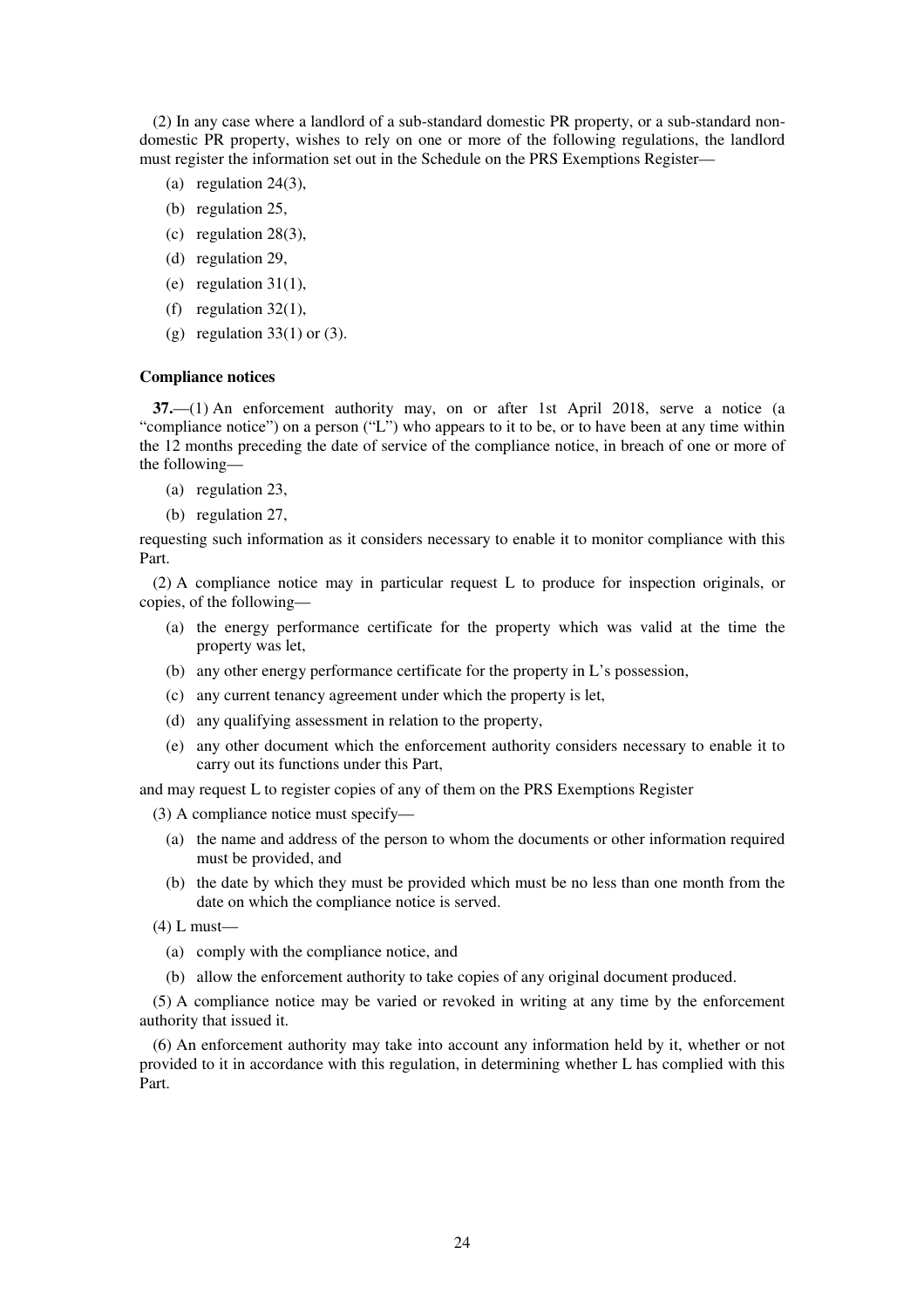(2) In any case where a landlord of a sub-standard domestic PR property, or a sub-standard non-domestic PR property, wishes to rely on one or more of the following regulations, the landlord must register the information set out in the Schedule on the PRS Exemptions Register—

(a) regulation 24(3),

(b) regulation 25,

(c) regulation 28(3),

(d) regulation 29,

(e) regulation 31(1),

(f) regulation 32(1),

(g) regulation 33(1) or (3).

**Compliance notices**

**37.**—(1) An enforcement authority may, on or after 1st April 2018, serve a notice (a "compliance notice") on a person ("L") who appears to it to be, or to have been at any time within the 12 months preceding the date of service of the compliance notice, in breach of one or more of the following—

(a) regulation 23,

(b) regulation 27,

requesting such information as it considers necessary to enable it to monitor compliance with this Part.

(2) A compliance notice may in particular request L to produce for inspection originals, or copies, of the following—

(a) the energy performance certificate for the property which was valid at the time the property was let,

(b) any other energy performance certificate for the property in L's possession,

(c) any current tenancy agreement under which the property is let,

(d) any qualifying assessment in relation to the property,

(e) any other document which the enforcement authority considers necessary to enable it to carry out its functions under this Part,

and may request L to register copies of any of them on the PRS Exemptions Register

(3) A compliance notice must specify—

(a) the name and address of the person to whom the documents or other information required must be provided, and

(b) the date by which they must be provided which must be no less than one month from the date on which the compliance notice is served.

(4) L must—

(a) comply with the compliance notice, and

(b) allow the enforcement authority to take copies of any original document produced.

(5) A compliance notice may be varied or revoked in writing at any time by the enforcement authority that issued it.

(6) An enforcement authority may take into account any information held by it, whether or not provided to it in accordance with this regulation, in determining whether L has complied with this Part.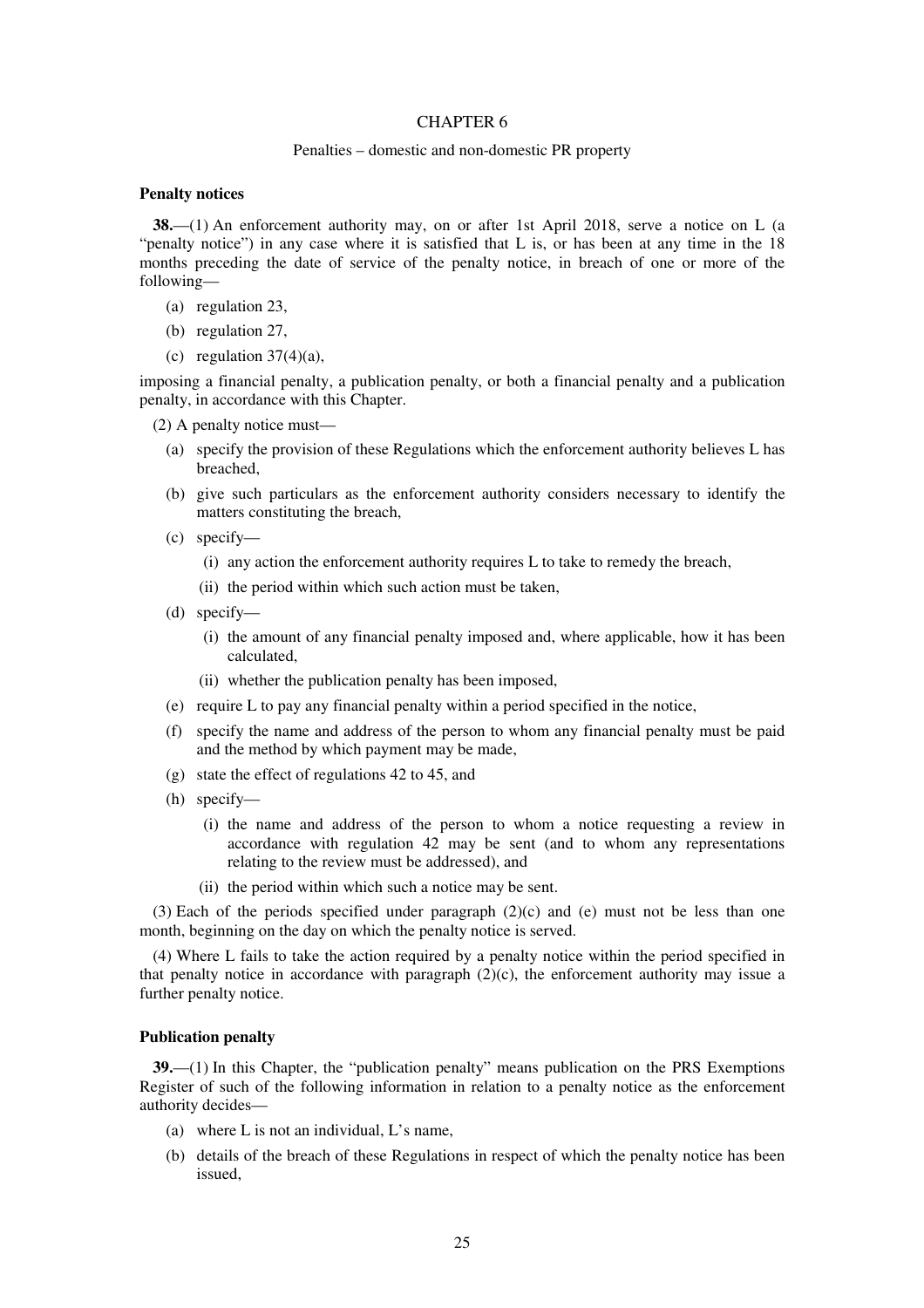CHAPTER 6

Penalties – domestic and non-domestic PR property

**Penalty notices**

**38.**—(1) An enforcement authority may, on or after 1st April 2018, serve a notice on L (a "penalty notice") in any case where it is satisfied that L is, or has been at any time in the 18 months preceding the date of service of the penalty notice, in breach of one or more of the following—

(a) regulation 23,

(b) regulation 27,

(c) regulation 37(4)(a),

imposing a financial penalty, a publication penalty, or both a financial penalty and a publication penalty, in accordance with this Chapter.

(2) A penalty notice must—

(a) specify the provision of these Regulations which the enforcement authority believes L has breached,

(b) give such particulars as the enforcement authority considers necessary to identify the matters constituting the breach,

(c) specify—

(i) any action the enforcement authority requires L to take to remedy the breach,

(ii) the period within which such action must be taken,

(d) specify—

(i) the amount of any financial penalty imposed and, where applicable, how it has been calculated,

(ii) whether the publication penalty has been imposed,

(e) require L to pay any financial penalty within a period specified in the notice,

(f) specify the name and address of the person to whom any financial penalty must be paid and the method by which payment may be made,

(g) state the effect of regulations 42 to 45, and

(h) specify—

(i) the name and address of the person to whom a notice requesting a review in accordance with regulation 42 may be sent (and to whom any representations relating to the review must be addressed), and

(ii) the period within which such a notice may be sent.

(3) Each of the periods specified under paragraph (2)(c) and (e) must not be less than one month, beginning on the day on which the penalty notice is served.

(4) Where L fails to take the action required by a penalty notice within the period specified in that penalty notice in accordance with paragraph (2)(c), the enforcement authority may issue a further penalty notice.

**Publication penalty**

**39.**—(1) In this Chapter, the "publication penalty" means publication on the PRS Exemptions Register of such of the following information in relation to a penalty notice as the enforcement authority decides—

(a) where L is not an individual, L's name,

(b) details of the breach of these Regulations in respect of which the penalty notice has been issued,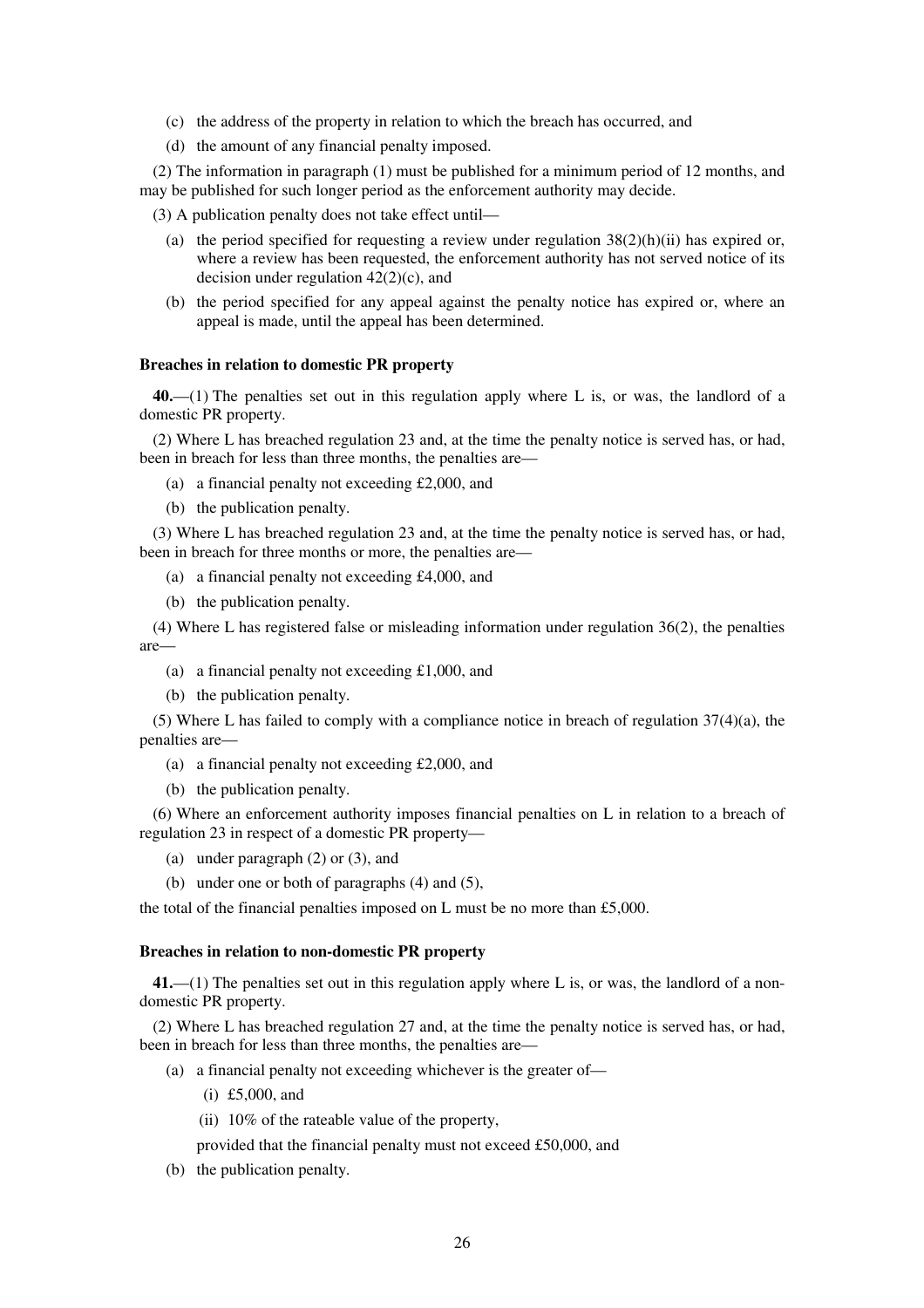(c) the address of the property in relation to which the breach has occurred, and

(d) the amount of any financial penalty imposed.

(2) The information in paragraph (1) must be published for a minimum period of 12 months, and may be published for such longer period as the enforcement authority may decide.

(3) A publication penalty does not take effect until—

(a) the period specified for requesting a review under regulation 38(2)(h)(ii) has expired or, where a review has been requested, the enforcement authority has not served notice of its decision under regulation 42(2)(c), and

(b) the period specified for any appeal against the penalty notice has expired or, where an appeal is made, until the appeal has been determined.

**Breaches in relation to domestic PR property**

**40.**—(1) The penalties set out in this regulation apply where L is, or was, the landlord of a domestic PR property.

(2) Where L has breached regulation 23 and, at the time the penalty notice is served has, or had, been in breach for less than three months, the penalties are—

(a) a financial penalty not exceeding £2,000, and

(b) the publication penalty.

(3) Where L has breached regulation 23 and, at the time the penalty notice is served has, or had, been in breach for three months or more, the penalties are—

(a) a financial penalty not exceeding £4,000, and

(b) the publication penalty.

(4) Where L has registered false or misleading information under regulation 36(2), the penalties are—

(a) a financial penalty not exceeding £1,000, and

(b) the publication penalty.

(5) Where L has failed to comply with a compliance notice in breach of regulation 37(4)(a), the penalties are—

(a) a financial penalty not exceeding £2,000, and

(b) the publication penalty.

(6) Where an enforcement authority imposes financial penalties on L in relation to a breach of regulation 23 in respect of a domestic PR property—

(a) under paragraph (2) or (3), and

(b) under one or both of paragraphs (4) and (5),

the total of the financial penalties imposed on L must be no more than £5,000.

**Breaches in relation to non-domestic PR property**

**41.**—(1) The penalties set out in this regulation apply where L is, or was, the landlord of a non-domestic PR property.

(2) Where L has breached regulation 27 and, at the time the penalty notice is served has, or had, been in breach for less than three months, the penalties are—

(a) a financial penalty not exceeding whichever is the greater of—

(i) £5,000, and

(ii) 10% of the rateable value of the property,

provided that the financial penalty must not exceed £50,000, and

(b) the publication penalty.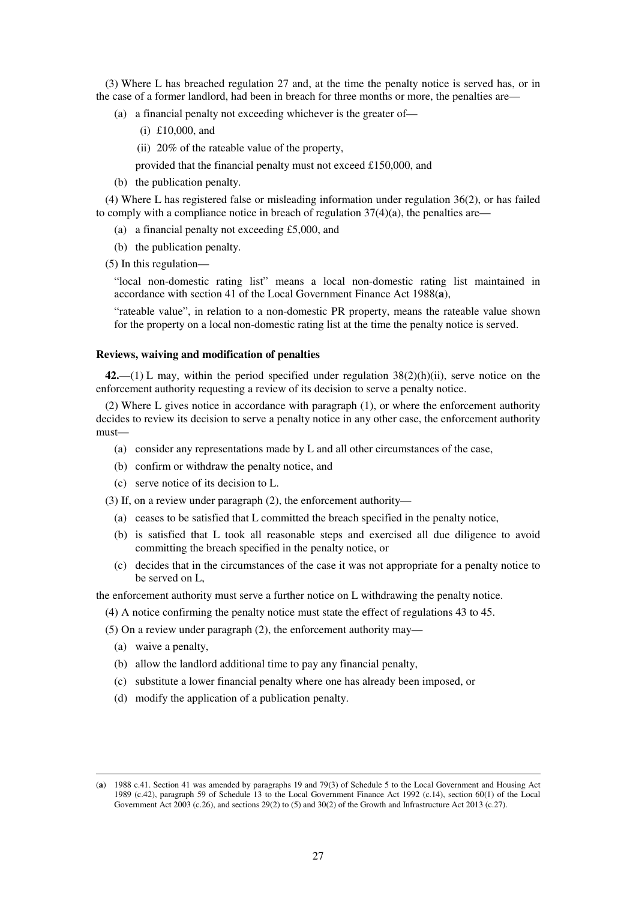(3) Where L has breached regulation 27 and, at the time the penalty notice is served has, or in the case of a former landlord, had been in breach for three months or more, the penalties are—

(a) a financial penalty not exceeding whichever is the greater of—

(i) £10,000, and

(ii) 20% of the rateable value of the property,

provided that the financial penalty must not exceed £150,000, and

(b) the publication penalty.

(4) Where L has registered false or misleading information under regulation 36(2), or has failed to comply with a compliance notice in breach of regulation 37(4)(a), the penalties are—

(a) a financial penalty not exceeding £5,000, and

(b) the publication penalty.

(5) In this regulation—

"local non-domestic rating list" means a local non-domestic rating list maintained in accordance with section 41 of the Local Government Finance Act 1988(**a**),

"rateable value", in relation to a non-domestic PR property, means the rateable value shown for the property on a local non-domestic rating list at the time the penalty notice is served.

**Reviews, waiving and modification of penalties**

**42.**—(1) L may, within the period specified under regulation 38(2)(h)(ii), serve notice on the enforcement authority requesting a review of its decision to serve a penalty notice.

(2) Where L gives notice in accordance with paragraph (1), or where the enforcement authority decides to review its decision to serve a penalty notice in any other case, the enforcement authority must—

(a) consider any representations made by L and all other circumstances of the case,

(b) confirm or withdraw the penalty notice, and

(c) serve notice of its decision to L.

(3) If, on a review under paragraph (2), the enforcement authority—

(a) ceases to be satisfied that L committed the breach specified in the penalty notice,

(b) is satisfied that L took all reasonable steps and exercised all due diligence to avoid committing the breach specified in the penalty notice, or

(c) decides that in the circumstances of the case it was not appropriate for a penalty notice to be served on L,

the enforcement authority must serve a further notice on L withdrawing the penalty notice.

(4) A notice confirming the penalty notice must state the effect of regulations 43 to 45.

(5) On a review under paragraph (2), the enforcement authority may—

(a) waive a penalty,

(b) allow the landlord additional time to pay any financial penalty,

(c) substitute a lower financial penalty where one has already been imposed, or

(d) modify the application of a publication penalty.

---

(**a**) 1988 c.41. Section 41 was amended by paragraphs 19 and 79(3) of Schedule 5 to the Local Government and Housing Act 1989 (c.42), paragraph 59 of Schedule 13 to the Local Government Finance Act 1992 (c.14), section 60(1) of the Local Government Act 2003 (c.26), and sections 29(2) to (5) and 30(2) of the Growth and Infrastructure Act 2013 (c.27).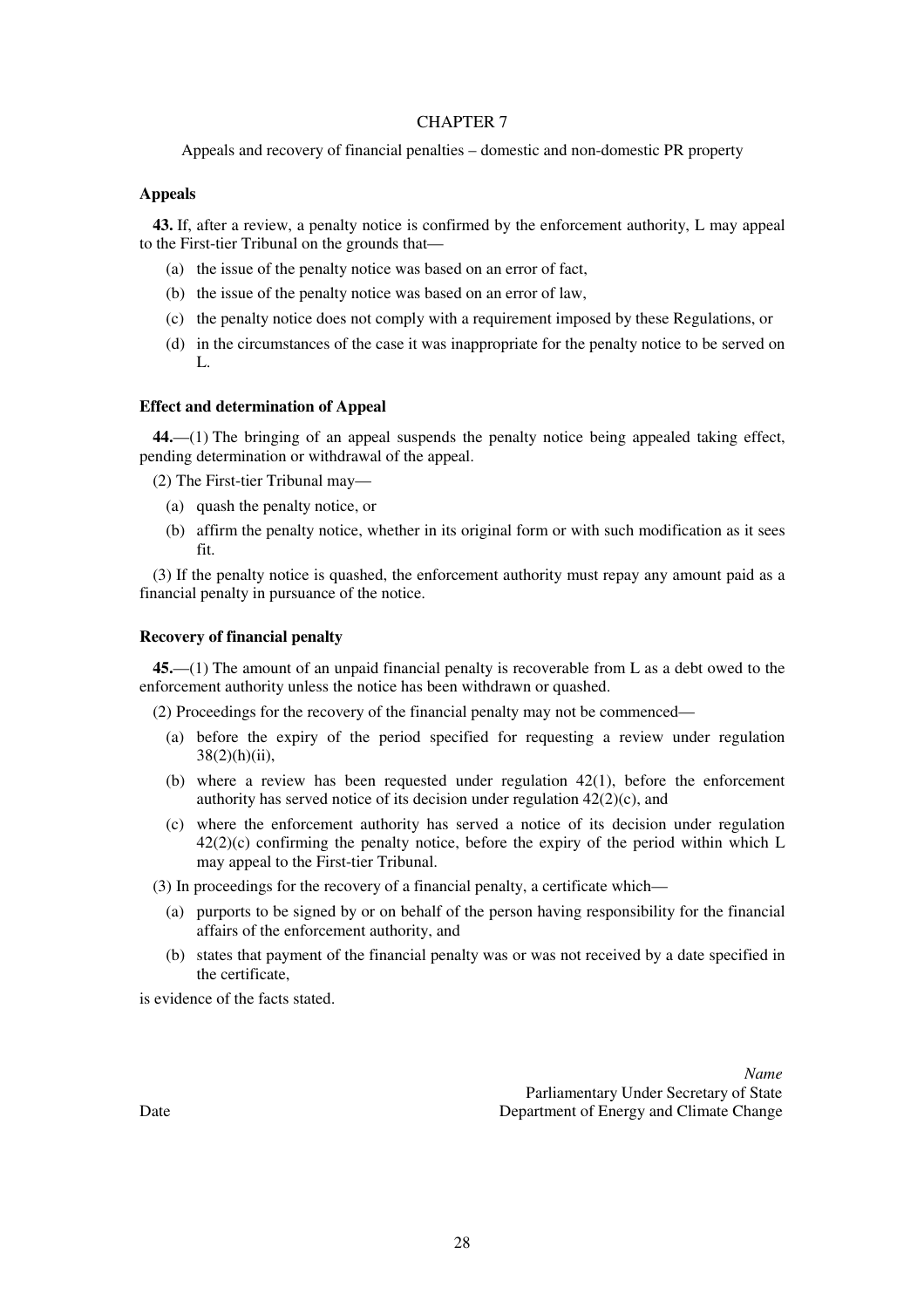CHAPTER 7

Appeals and recovery of financial penalties – domestic and non-domestic PR property

**Appeals**

**43.** If, after a review, a penalty notice is confirmed by the enforcement authority, L may appeal to the First-tier Tribunal on the grounds that—

(a) the issue of the penalty notice was based on an error of fact,

(b) the issue of the penalty notice was based on an error of law,

(c) the penalty notice does not comply with a requirement imposed by these Regulations, or

(d) in the circumstances of the case it was inappropriate for the penalty notice to be served on L.

**Effect and determination of Appeal**

**44.**—(1) The bringing of an appeal suspends the penalty notice being appealed taking effect, pending determination or withdrawal of the appeal.

(2) The First-tier Tribunal may—

(a) quash the penalty notice, or

(b) affirm the penalty notice, whether in its original form or with such modification as it sees fit.

(3) If the penalty notice is quashed, the enforcement authority must repay any amount paid as a financial penalty in pursuance of the notice.

**Recovery of financial penalty**

**45.**—(1) The amount of an unpaid financial penalty is recoverable from L as a debt owed to the enforcement authority unless the notice has been withdrawn or quashed.

(2) Proceedings for the recovery of the financial penalty may not be commenced—

(a) before the expiry of the period specified for requesting a review under regulation 38(2)(h)(ii),

(b) where a review has been requested under regulation 42(1), before the enforcement authority has served notice of its decision under regulation 42(2)(c), and

(c) where the enforcement authority has served a notice of its decision under regulation 42(2)(c) confirming the penalty notice, before the expiry of the period within which L may appeal to the First-tier Tribunal.

(3) In proceedings for the recovery of a financial penalty, a certificate which—

(a) purports to be signed by or on behalf of the person having responsibility for the financial affairs of the enforcement authority, and

(b) states that payment of the financial penalty was or was not received by a date specified in the certificate,

is evidence of the facts stated.

*Name*
Parliamentary Under Secretary of State
Department of Energy and Climate Change

Date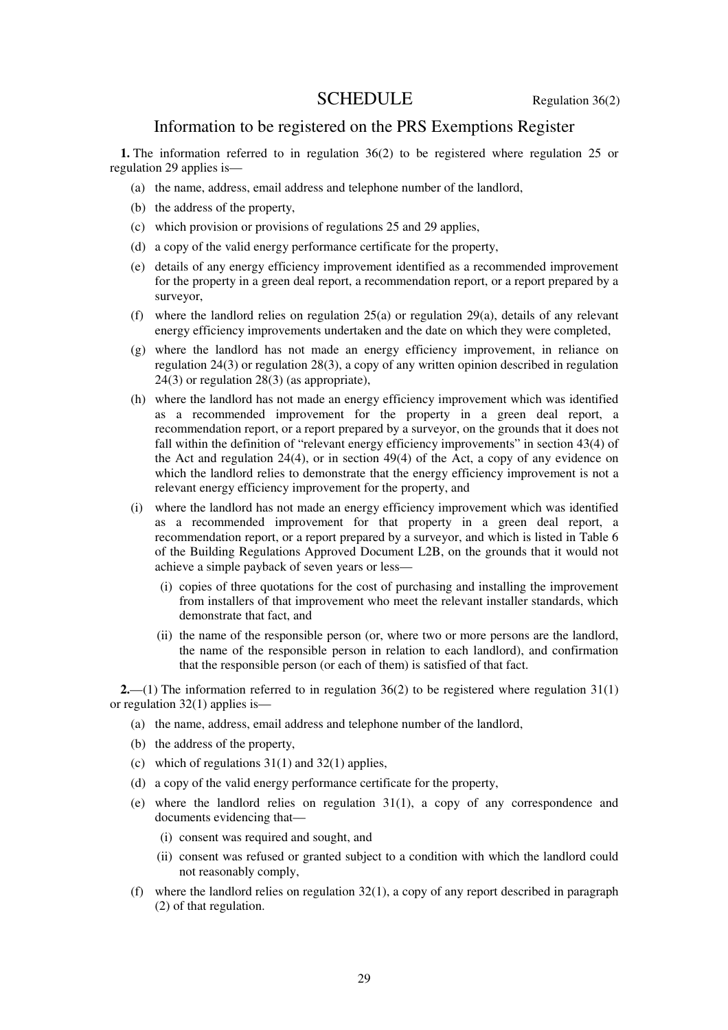# SCHEDULE

Regulation 36(2)

## Information to be registered on the PRS Exemptions Register

**1.** The information referred to in regulation 36(2) to be registered where regulation 25 or regulation 29 applies is—

(a) the name, address, email address and telephone number of the landlord,

(b) the address of the property,

(c) which provision or provisions of regulations 25 and 29 applies,

(d) a copy of the valid energy performance certificate for the property,

(e) details of any energy efficiency improvement identified as a recommended improvement for the property in a green deal report, a recommendation report, or a report prepared by a surveyor,

(f) where the landlord relies on regulation 25(a) or regulation 29(a), details of any relevant energy efficiency improvements undertaken and the date on which they were completed,

(g) where the landlord has not made an energy efficiency improvement, in reliance on regulation 24(3) or regulation 28(3), a copy of any written opinion described in regulation 24(3) or regulation 28(3) (as appropriate),

(h) where the landlord has not made an energy efficiency improvement which was identified as a recommended improvement for the property in a green deal report, a recommendation report, or a report prepared by a surveyor, on the grounds that it does not fall within the definition of "relevant energy efficiency improvements" in section 43(4) of the Act and regulation 24(4), or in section 49(4) of the Act, a copy of any evidence on which the landlord relies to demonstrate that the energy efficiency improvement is not a relevant energy efficiency improvement for the property, and

(i) where the landlord has not made an energy efficiency improvement which was identified as a recommended improvement for that property in a green deal report, a recommendation report, or a report prepared by a surveyor, and which is listed in Table 6 of the Building Regulations Approved Document L2B, on the grounds that it would not achieve a simple payback of seven years or less—

  (i) copies of three quotations for the cost of purchasing and installing the improvement from installers of that improvement who meet the relevant installer standards, which demonstrate that fact, and

  (ii) the name of the responsible person (or, where two or more persons are the landlord, the name of the responsible person in relation to each landlord), and confirmation that the responsible person (or each of them) is satisfied of that fact.

**2.**—(1) The information referred to in regulation 36(2) to be registered where regulation 31(1) or regulation 32(1) applies is—

(a) the name, address, email address and telephone number of the landlord,

(b) the address of the property,

(c) which of regulations 31(1) and 32(1) applies,

(d) a copy of the valid energy performance certificate for the property,

(e) where the landlord relies on regulation 31(1), a copy of any correspondence and documents evidencing that—

  (i) consent was required and sought, and

  (ii) consent was refused or granted subject to a condition with which the landlord could not reasonably comply,

(f) where the landlord relies on regulation 32(1), a copy of any report described in paragraph (2) of that regulation.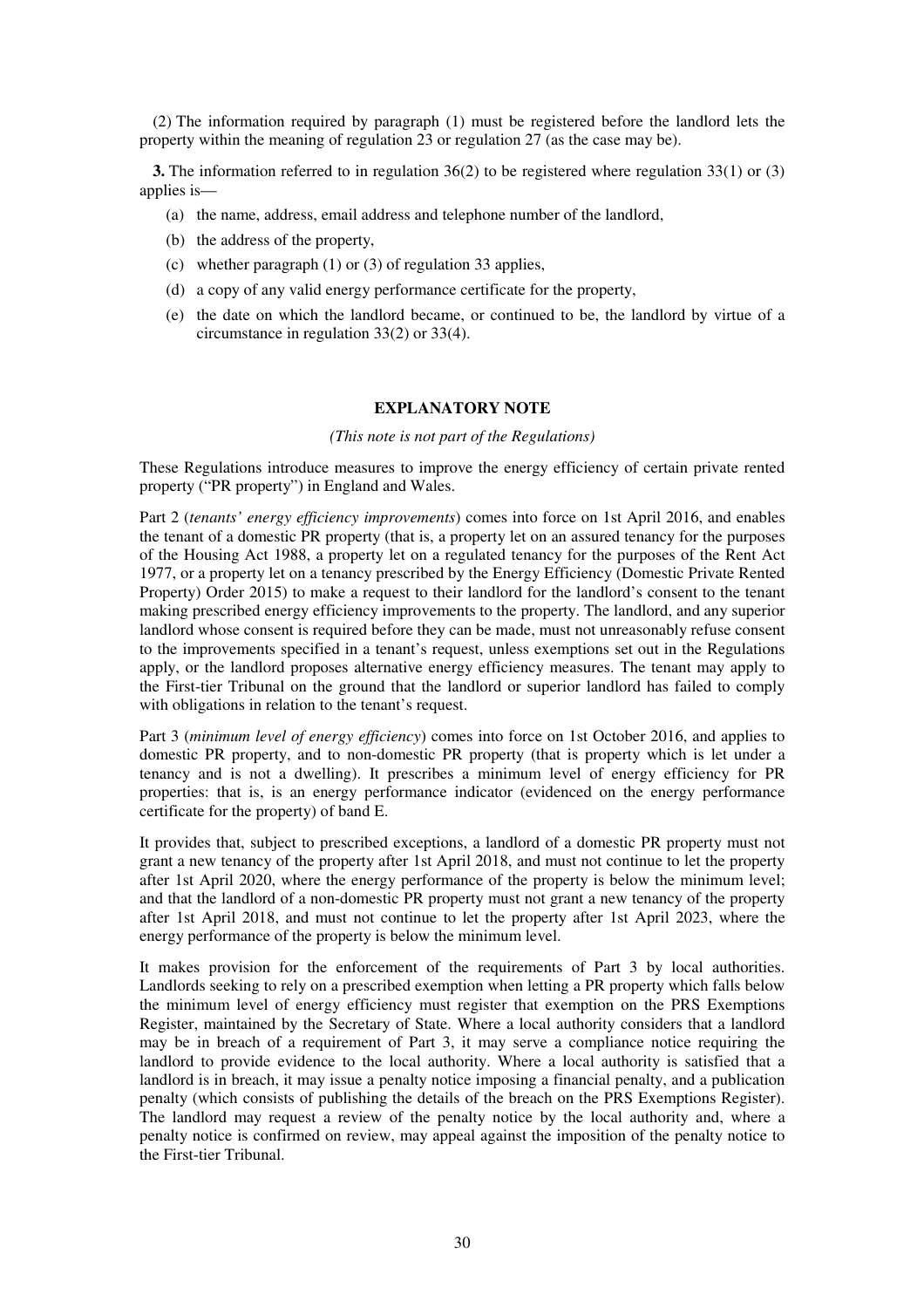(2) The information required by paragraph (1) must be registered before the landlord lets the property within the meaning of regulation 23 or regulation 27 (as the case may be).

**3.** The information referred to in regulation 36(2) to be registered where regulation 33(1) or (3) applies is—

(a) the name, address, email address and telephone number of the landlord,

(b) the address of the property,

(c) whether paragraph (1) or (3) of regulation 33 applies,

(d) a copy of any valid energy performance certificate for the property,

(e) the date on which the landlord became, or continued to be, the landlord by virtue of a circumstance in regulation 33(2) or 33(4).

## EXPLANATORY NOTE

*(This note is not part of the Regulations)*

These Regulations introduce measures to improve the energy efficiency of certain private rented property ("PR property") in England and Wales.

Part 2 (*tenants' energy efficiency improvements*) comes into force on 1st April 2016, and enables the tenant of a domestic PR property (that is, a property let on an assured tenancy for the purposes of the Housing Act 1988, a property let on a regulated tenancy for the purposes of the Rent Act 1977, or a property let on a tenancy prescribed by the Energy Efficiency (Domestic Private Rented Property) Order 2015) to make a request to their landlord for the landlord's consent to the tenant making prescribed energy efficiency improvements to the property. The landlord, and any superior landlord whose consent is required before they can be made, must not unreasonably refuse consent to the improvements specified in a tenant's request, unless exemptions set out in the Regulations apply, or the landlord proposes alternative energy efficiency measures. The tenant may apply to the First-tier Tribunal on the ground that the landlord or superior landlord has failed to comply with obligations in relation to the tenant's request.

Part 3 (*minimum level of energy efficiency*) comes into force on 1st October 2016, and applies to domestic PR property, and to non-domestic PR property (that is property which is let under a tenancy and is not a dwelling). It prescribes a minimum level of energy efficiency for PR properties: that is, is an energy performance indicator (evidenced on the energy performance certificate for the property) of band E.

It provides that, subject to prescribed exceptions, a landlord of a domestic PR property must not grant a new tenancy of the property after 1st April 2018, and must not continue to let the property after 1st April 2020, where the energy performance of the property is below the minimum level; and that the landlord of a non-domestic PR property must not grant a new tenancy of the property after 1st April 2018, and must not continue to let the property after 1st April 2023, where the energy performance of the property is below the minimum level.

It makes provision for the enforcement of the requirements of Part 3 by local authorities. Landlords seeking to rely on a prescribed exemption when letting a PR property which falls below the minimum level of energy efficiency must register that exemption on the PRS Exemptions Register, maintained by the Secretary of State. Where a local authority considers that a landlord may be in breach of a requirement of Part 3, it may serve a compliance notice requiring the landlord to provide evidence to the local authority. Where a local authority is satisfied that a landlord is in breach, it may issue a penalty notice imposing a financial penalty, and a publication penalty (which consists of publishing the details of the breach on the PRS Exemptions Register). The landlord may request a review of the penalty notice by the local authority and, where a penalty notice is confirmed on review, may appeal against the imposition of the penalty notice to the First-tier Tribunal.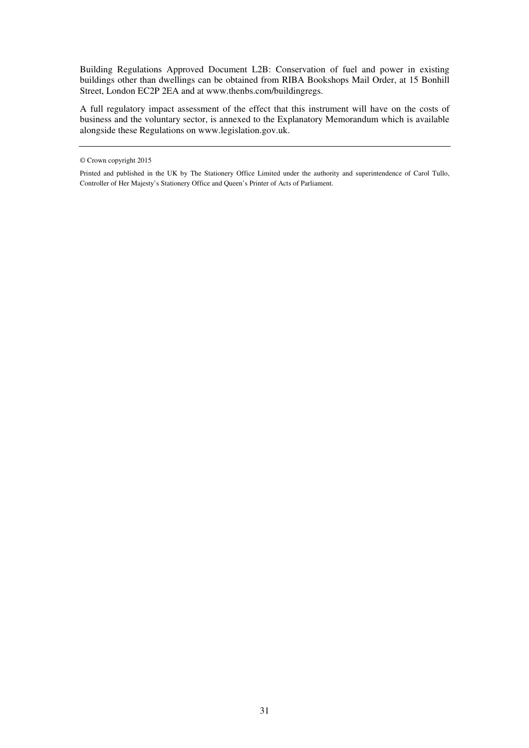Building Regulations Approved Document L2B: Conservation of fuel and power in existing buildings other than dwellings can be obtained from RIBA Bookshops Mail Order, at 15 Bonhill Street, London EC2P 2EA and at www.thenbs.com/buildingregs.

A full regulatory impact assessment of the effect that this instrument will have on the costs of business and the voluntary sector, is annexed to the Explanatory Memorandum which is available alongside these Regulations on www.legislation.gov.uk.

---

© Crown copyright 2015

Printed and published in the UK by The Stationery Office Limited under the authority and superintendence of Carol Tullo, Controller of Her Majesty's Stationery Office and Queen's Printer of Acts of Parliament.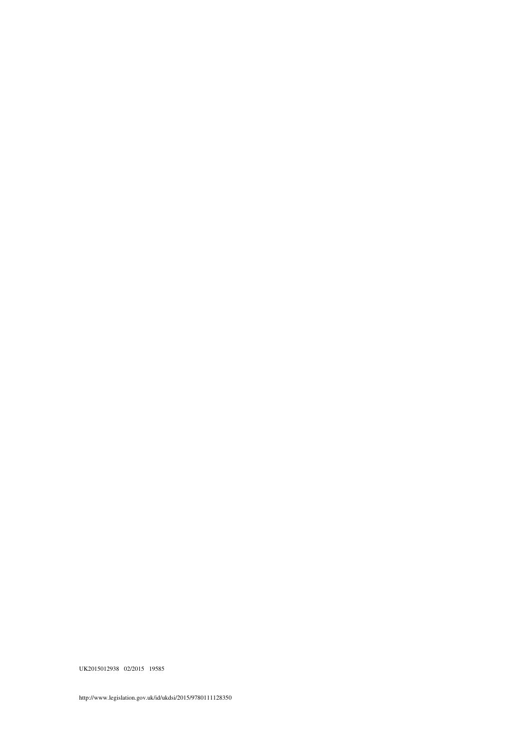UK2015012938 02/2015 19585

http://www.legislation.gov.uk/id/ukdsi/2015/9780111128350